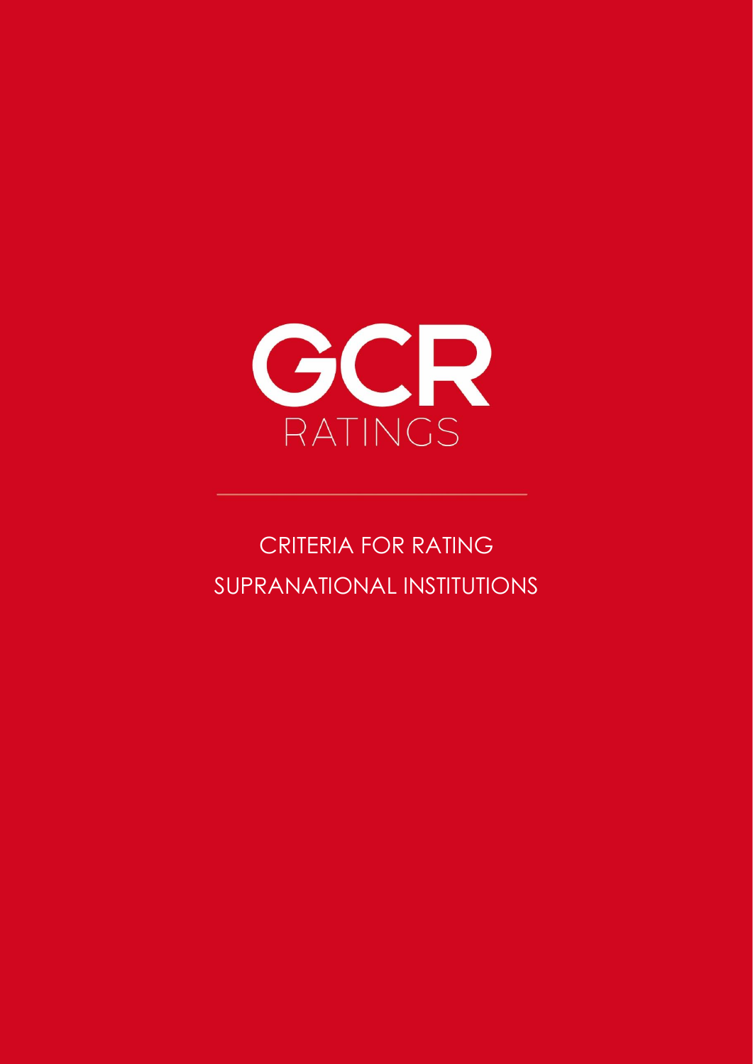GCR

RATINGS

# CRITERIA FOR RATING SUPRANATIONAL INSTITUTIONS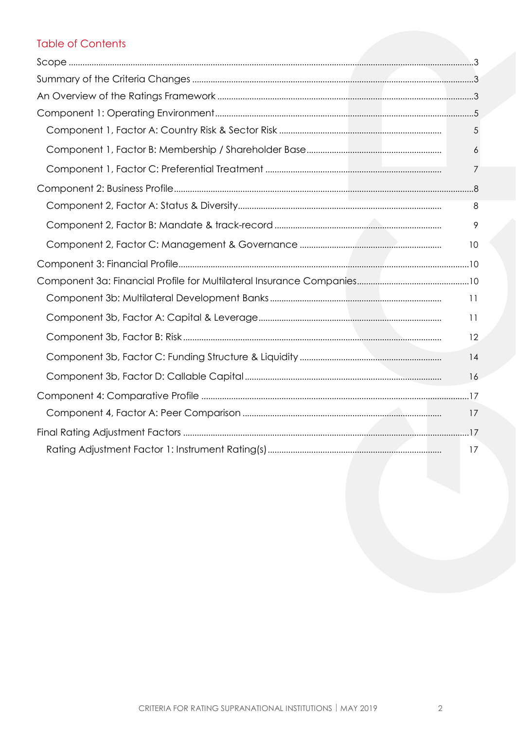## Table of Contents

Scope ..... 3

Summary of the Criteria Changes ..... 3

An Overview of the Ratings Framework ..... 3

Component 1: Operating Environment ..... 5

- Component 1, Factor A: Country Risk & Sector Risk ..... 5
- Component 1, Factor B: Membership / Shareholder Base ..... 6
- Component 1, Factor C: Preferential Treatment ..... 7

Component 2: Business Profile ..... 8

- Component 2, Factor A: Status & Diversity ..... 8
- Component 2, Factor B: Mandate & track-record ..... 9
- Component 2, Factor C: Management & Governance ..... 10

Component 3: Financial Profile ..... 10

Component 3a: Financial Profile for Multilateral Insurance Companies ..... 10

- Component 3b: Multilateral Development Banks ..... 11
- Component 3b, Factor A: Capital & Leverage ..... 11
- Component 3b, Factor B: Risk ..... 12
- Component 3b, Factor C: Funding Structure & Liquidity ..... 14
- Component 3b, Factor D: Callable Capital ..... 16

Component 4: Comparative Profile ..... 17

- Component 4, Factor A: Peer Comparison ..... 17

Final Rating Adjustment Factors ..... 17

- Rating Adjustment Factor 1: Instrument Rating(s) ..... 17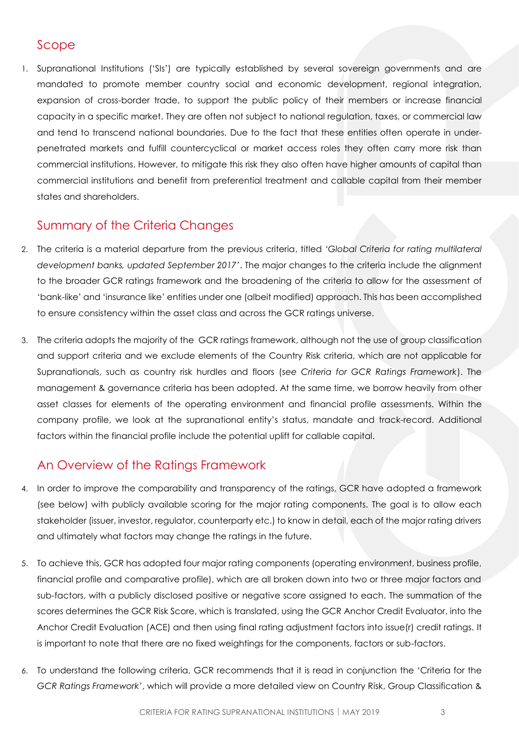## Scope

1. Supranational Institutions ('SIs') are typically established by several sovereign governments and are mandated to promote member country social and economic development, regional integration, expansion of cross-border trade, to support the public policy of their members or increase financial capacity in a specific market. They are often not subject to national regulation, taxes, or commercial law and tend to transcend national boundaries. Due to the fact that these entities often operate in under-penetrated markets and fulfill countercyclical or market access roles they often carry more risk than commercial institutions. However, to mitigate this risk they also often have higher amounts of capital than commercial institutions and benefit from preferential treatment and callable capital from their member states and shareholders.

## Summary of the Criteria Changes

2. The criteria is a material departure from the previous criteria, titled *'Global Criteria for rating multilateral development banks, updated September 2017'*. The major changes to the criteria include the alignment to the broader GCR ratings framework and the broadening of the criteria to allow for the assessment of 'bank-like' and 'insurance like' entities under one (albeit modified) approach. This has been accomplished to ensure consistency within the asset class and across the GCR ratings universe.

3. The criteria adopts the majority of the GCR ratings framework, although not the use of group classification and support criteria and we exclude elements of the Country Risk criteria, which are not applicable for Supranationals, such as country risk hurdles and floors (*see Criteria for GCR Ratings Framework*). The management & governance criteria has been adopted. At the same time, we borrow heavily from other asset classes for elements of the operating environment and financial profile assessments. Within the company profile, we look at the supranational entity's status, mandate and track-record. Additional factors within the financial profile include the potential uplift for callable capital.

## An Overview of the Ratings Framework

4. In order to improve the comparability and transparency of the ratings, GCR have adopted a framework (see below) with publicly available scoring for the major rating components. The goal is to allow each stakeholder (issuer, investor, regulator, counterparty etc.) to know in detail, each of the major rating drivers and ultimately what factors may change the ratings in the future.

5. To achieve this, GCR has adopted four major rating components (operating environment, business profile, financial profile and comparative profile), which are all broken down into two or three major factors and sub-factors, with a publicly disclosed positive or negative score assigned to each. The summation of the scores determines the GCR Risk Score, which is translated, using the GCR Anchor Credit Evaluator, into the Anchor Credit Evaluation (ACE) and then using final rating adjustment factors into issue(r) credit ratings. It is important to note that there are no fixed weightings for the components, factors or sub-factors.

6. To understand the following criteria, GCR recommends that it is read in conjunction the 'Criteria for the *GCR Ratings Framework*', which will provide a more detailed view on Country Risk, Group Classification &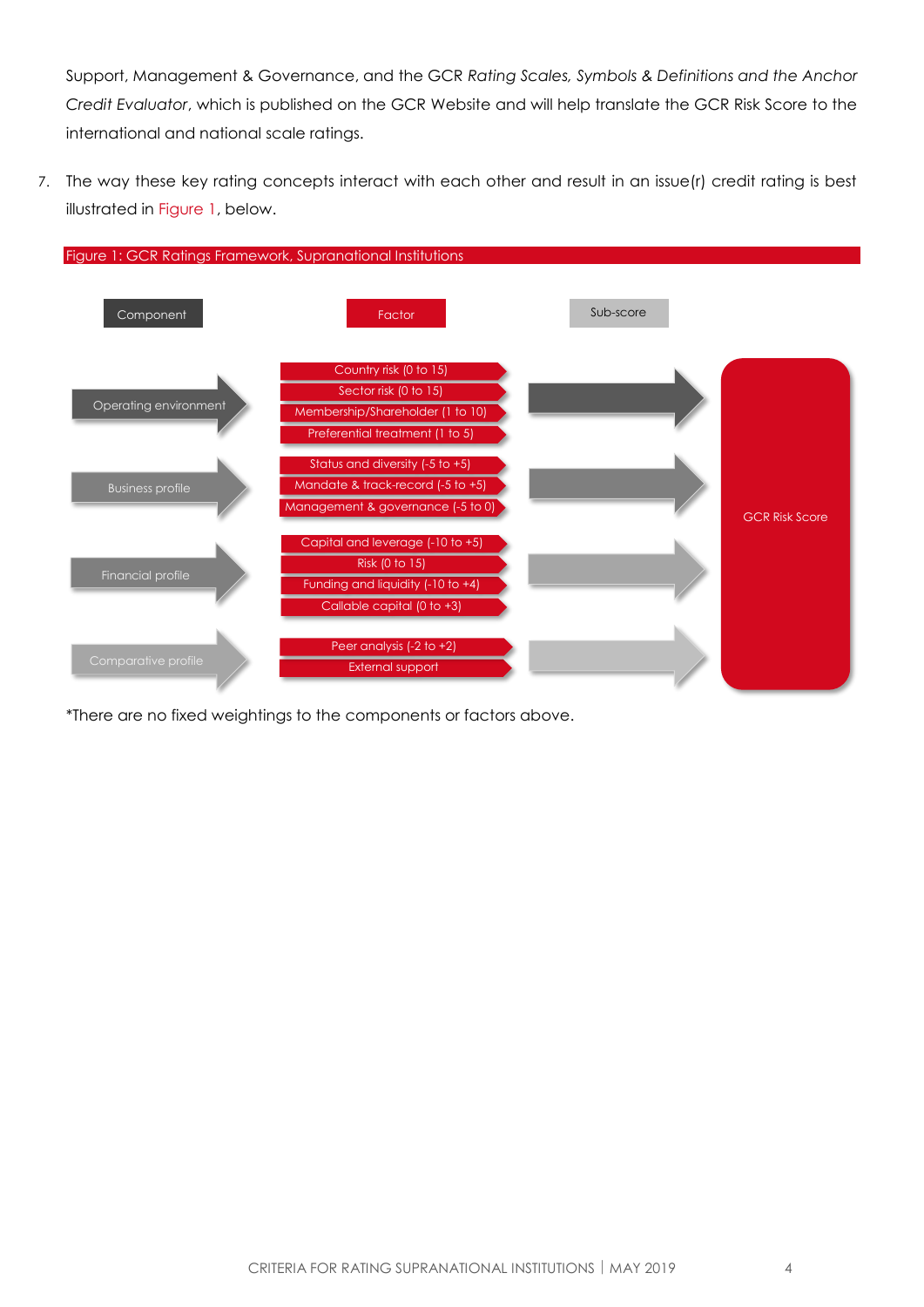Support, Management & Governance, and the GCR *Rating Scales, Symbols & Definitions and the Anchor Credit Evaluator*, which is published on the GCR Website and will help translate the GCR Risk Score to the international and national scale ratings.

7. The way these key rating concepts interact with each other and result in an issue(r) credit rating is best illustrated in Figure 1, below.

Figure 1: GCR Ratings Framework, Supranational Institutions

| Component | Factor | Sub-score | |
|---|---|---|---|
| Operating environment | Country risk (0 to 15) | | GCR Risk Score |
| | Sector risk (0 to 15) | | |
| | Membership/Shareholder (1 to 10) | | |
| | Preferential treatment (1 to 5) | | |
| Business profile | Status and diversity (-5 to +5) | | |
| | Mandate & track-record (-5 to +5) | | |
| | Management & governance (-5 to 0) | | |
| Financial profile | Capital and leverage (-10 to +5) | | |
| | Risk (0 to 15) | | |
| | Funding and liquidity (-10 to +4) | | |
| | Callable capital (0 to +3) | | |
| Comparative profile | Peer analysis (-2 to +2) | | |
| | External support | | |

*There are no fixed weightings to the components or factors above.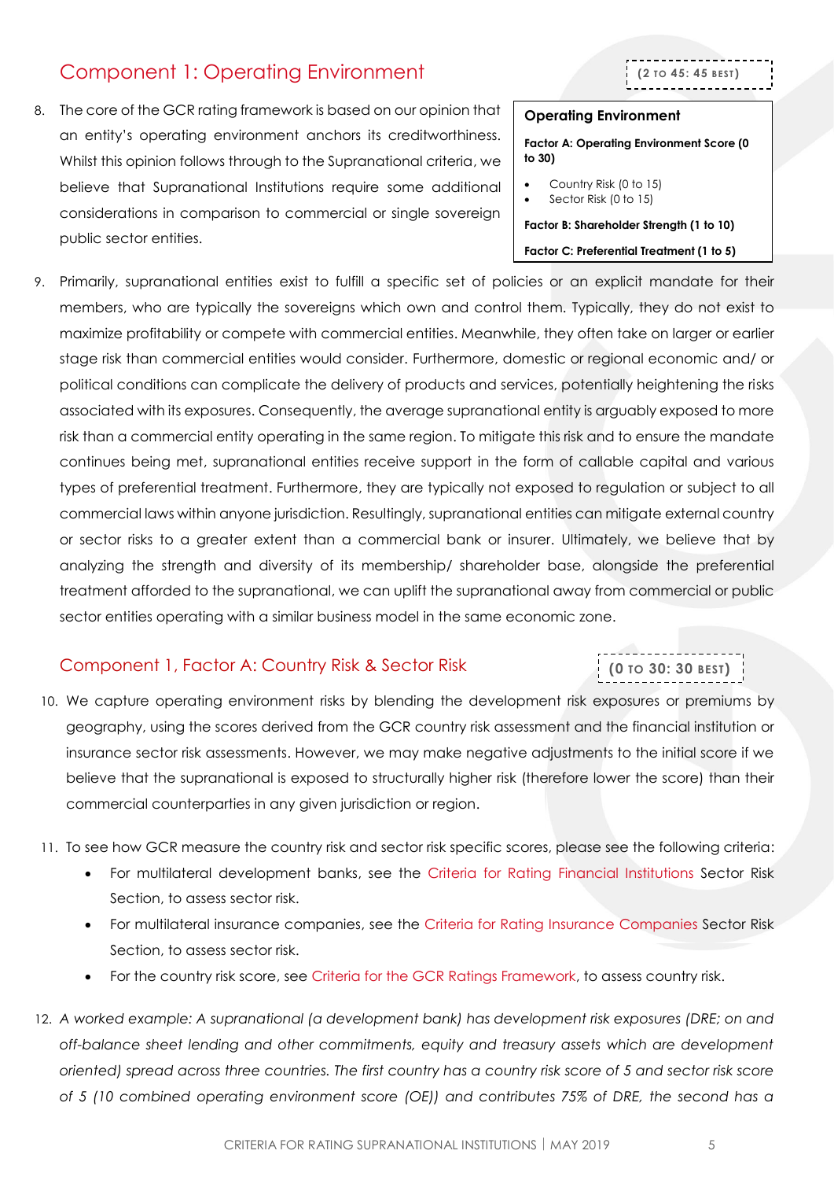## Component 1: Operating Environment

**(2 to 45: 45 best)**

> **Operating Environment**
>
> **Factor A: Operating Environment Score (0 to 30)**
> - Country Risk (0 to 15)
> - Sector Risk (0 to 15)
>
> **Factor B: Shareholder Strength (1 to 10)**
>
> **Factor C: Preferential Treatment (1 to 5)**

8. The core of the GCR rating framework is based on our opinion that an entity's operating environment anchors its creditworthiness. Whilst this opinion follows through to the Supranational criteria, we believe that Supranational Institutions require some additional considerations in comparison to commercial or single sovereign public sector entities.

9. Primarily, supranational entities exist to fulfill a specific set of policies or an explicit mandate for their members, who are typically the sovereigns which own and control them. Typically, they do not exist to maximize profitability or compete with commercial entities. Meanwhile, they often take on larger or earlier stage risk than commercial entities would consider. Furthermore, domestic or regional economic and/ or political conditions can complicate the delivery of products and services, potentially heightening the risks associated with its exposures. Consequently, the average supranational entity is arguably exposed to more risk than a commercial entity operating in the same region. To mitigate this risk and to ensure the mandate continues being met, supranational entities receive support in the form of callable capital and various types of preferential treatment. Furthermore, they are typically not exposed to regulation or subject to all commercial laws within anyone jurisdiction. Resultingly, supranational entities can mitigate external country or sector risks to a greater extent than a commercial bank or insurer. Ultimately, we believe that by analyzing the strength and diversity of its membership/ shareholder base, alongside the preferential treatment afforded to the supranational, we can uplift the supranational away from commercial or public sector entities operating with a similar business model in the same economic zone.

### Component 1, Factor A: Country Risk & Sector Risk

**(0 to 30: 30 best)**

10. We capture operating environment risks by blending the development risk exposures or premiums by geography, using the scores derived from the GCR country risk assessment and the financial institution or insurance sector risk assessments. However, we may make negative adjustments to the initial score if we believe that the supranational is exposed to structurally higher risk (therefore lower the score) than their commercial counterparties in any given jurisdiction or region.

11. To see how GCR measure the country risk and sector risk specific scores, please see the following criteria:
    - For multilateral development banks, see the Criteria for Rating Financial Institutions Sector Risk Section, to assess sector risk.
    - For multilateral insurance companies, see the Criteria for Rating Insurance Companies Sector Risk Section, to assess sector risk.
    - For the country risk score, see Criteria for the GCR Ratings Framework, to assess country risk.

12. *A worked example: A supranational (a development bank) has development risk exposures (DRE; on and off-balance sheet lending and other commitments, equity and treasury assets which are development oriented) spread across three countries. The first country has a country risk score of 5 and sector risk score of 5 (10 combined operating environment score (OE)) and contributes 75% of DRE, the second has a*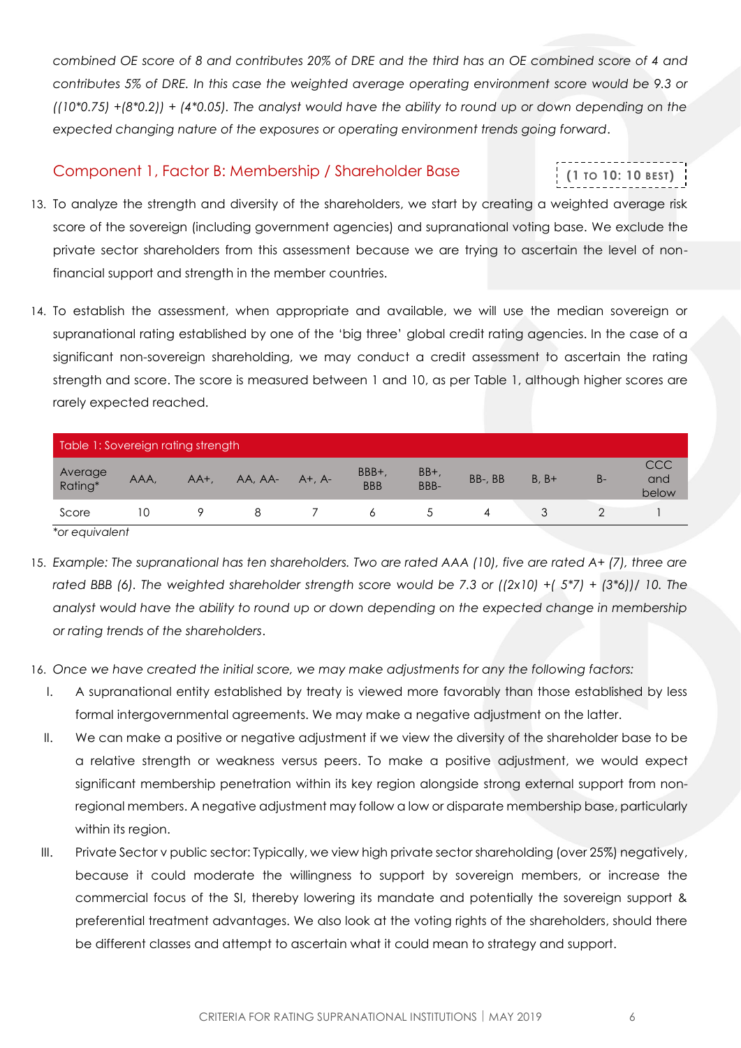*combined OE score of 8 and contributes 20% of DRE and the third has an OE combined score of 4 and contributes 5% of DRE. In this case the weighted average operating environment score would be 9.3 or ((10\*0.75) +(8\*0.2)) + (4\*0.05). The analyst would have the ability to round up or down depending on the expected changing nature of the exposures or operating environment trends going forward*.

## Component 1, Factor B: Membership / Shareholder Base

**(1 TO 10: 10 BEST)**

13. To analyze the strength and diversity of the shareholders, we start by creating a weighted average risk score of the sovereign (including government agencies) and supranational voting base. We exclude the private sector shareholders from this assessment because we are trying to ascertain the level of non-financial support and strength in the member countries.

14. To establish the assessment, when appropriate and available, we will use the median sovereign or supranational rating established by one of the 'big three' global credit rating agencies. In the case of a significant non-sovereign shareholding, we may conduct a credit assessment to ascertain the rating strength and score. The score is measured between 1 and 10, as per Table 1, although higher scores are rarely expected reached.

| Table 1: Sovereign rating strength | | | | | | | | | | |
|---|---|---|---|---|---|---|---|---|---|---|
| Average Rating* | AAA, | AA+, | AA, AA- | A+, A- | BBB+, BBB | BB+, BBB- | BB-, BB | B, B+ | B- | CCC and below |
| Score | 10 | 9 | 8 | 7 | 6 | 5 | 4 | 3 | 2 | 1 |

*\*or equivalent*

15. *Example: The supranational has ten shareholders. Two are rated AAA (10), five are rated A+ (7), three are rated BBB (6). The weighted shareholder strength score would be 7.3 or ((2x10) +( 5\*7) + (3\*6))/ 10. The analyst would have the ability to round up or down depending on the expected change in membership or rating trends of the shareholders*.

16. *Once we have created the initial score, we may make adjustments for any the following factors:*

    I. A supranational entity established by treaty is viewed more favorably than those established by less formal intergovernmental agreements. We may make a negative adjustment on the latter.

    II. We can make a positive or negative adjustment if we view the diversity of the shareholder base to be a relative strength or weakness versus peers. To make a positive adjustment, we would expect significant membership penetration within its key region alongside strong external support from non-regional members. A negative adjustment may follow a low or disparate membership base, particularly within its region.

    III. Private Sector v public sector: Typically, we view high private sector shareholding (over 25%) negatively, because it could moderate the willingness to support by sovereign members, or increase the commercial focus of the SI, thereby lowering its mandate and potentially the sovereign support & preferential treatment advantages. We also look at the voting rights of the shareholders, should there be different classes and attempt to ascertain what it could mean to strategy and support.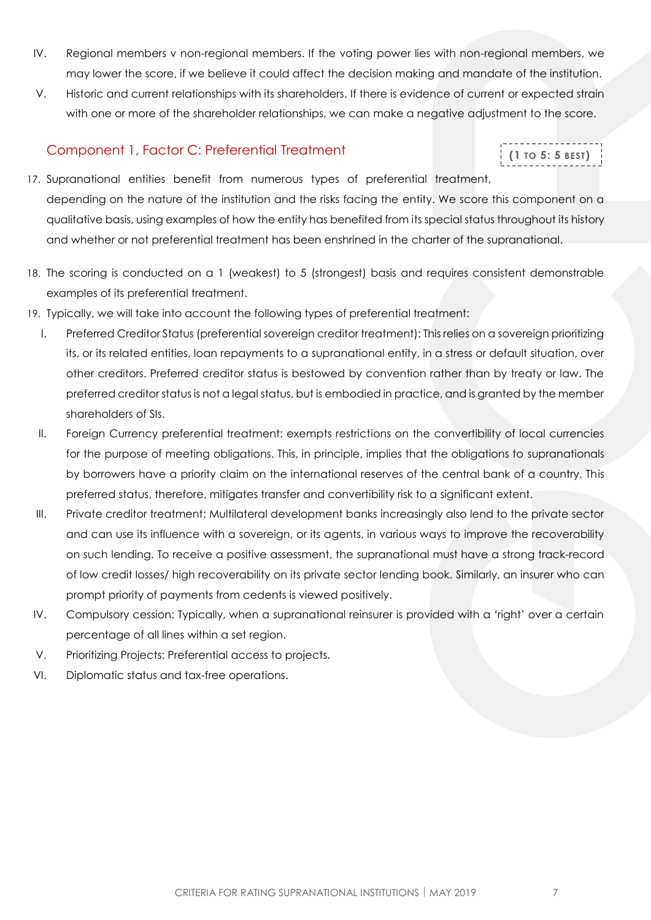IV. Regional members v non-regional members. If the voting power lies with non-regional members, we may lower the score, if we believe it could affect the decision making and mandate of the institution.

V. Historic and current relationships with its shareholders. If there is evidence of current or expected strain with one or more of the shareholder relationships, we can make a negative adjustment to the score.

## Component 1, Factor C: Preferential Treatment

**(1 TO 5: 5 BEST)**

17. Supranational entities benefit from numerous types of preferential treatment, depending on the nature of the institution and the risks facing the entity. We score this component on a qualitative basis, using examples of how the entity has benefited from its special status throughout its history and whether or not preferential treatment has been enshrined in the charter of the supranational.

18. The scoring is conducted on a 1 (weakest) to 5 (strongest) basis and requires consistent demonstrable examples of its preferential treatment.

19. Typically, we will take into account the following types of preferential treatment:

    I. Preferred Creditor Status (preferential sovereign creditor treatment): This relies on a sovereign prioritizing its, or its related entities, loan repayments to a supranational entity, in a stress or default situation, over other creditors. Preferred creditor status is bestowed by convention rather than by treaty or law. The preferred creditor status is not a legal status, but is embodied in practice, and is granted by the member shareholders of SIs.

    II. Foreign Currency preferential treatment: exempts restrictions on the convertibility of local currencies for the purpose of meeting obligations. This, in principle, implies that the obligations to supranationals by borrowers have a priority claim on the international reserves of the central bank of a country. This preferred status, therefore, mitigates transfer and convertibility risk to a significant extent.

    III. Private creditor treatment: Multilateral development banks increasingly also lend to the private sector and can use its influence with a sovereign, or its agents, in various ways to improve the recoverability on such lending. To receive a positive assessment, the supranational must have a strong track-record of low credit losses/ high recoverability on its private sector lending book. Similarly, an insurer who can prompt priority of payments from cedents is viewed positively.

    IV. Compulsory cession: Typically, when a supranational reinsurer is provided with a 'right' over a certain percentage of all lines within a set region.

    V. Prioritizing Projects: Preferential access to projects.

    VI. Diplomatic status and tax-free operations.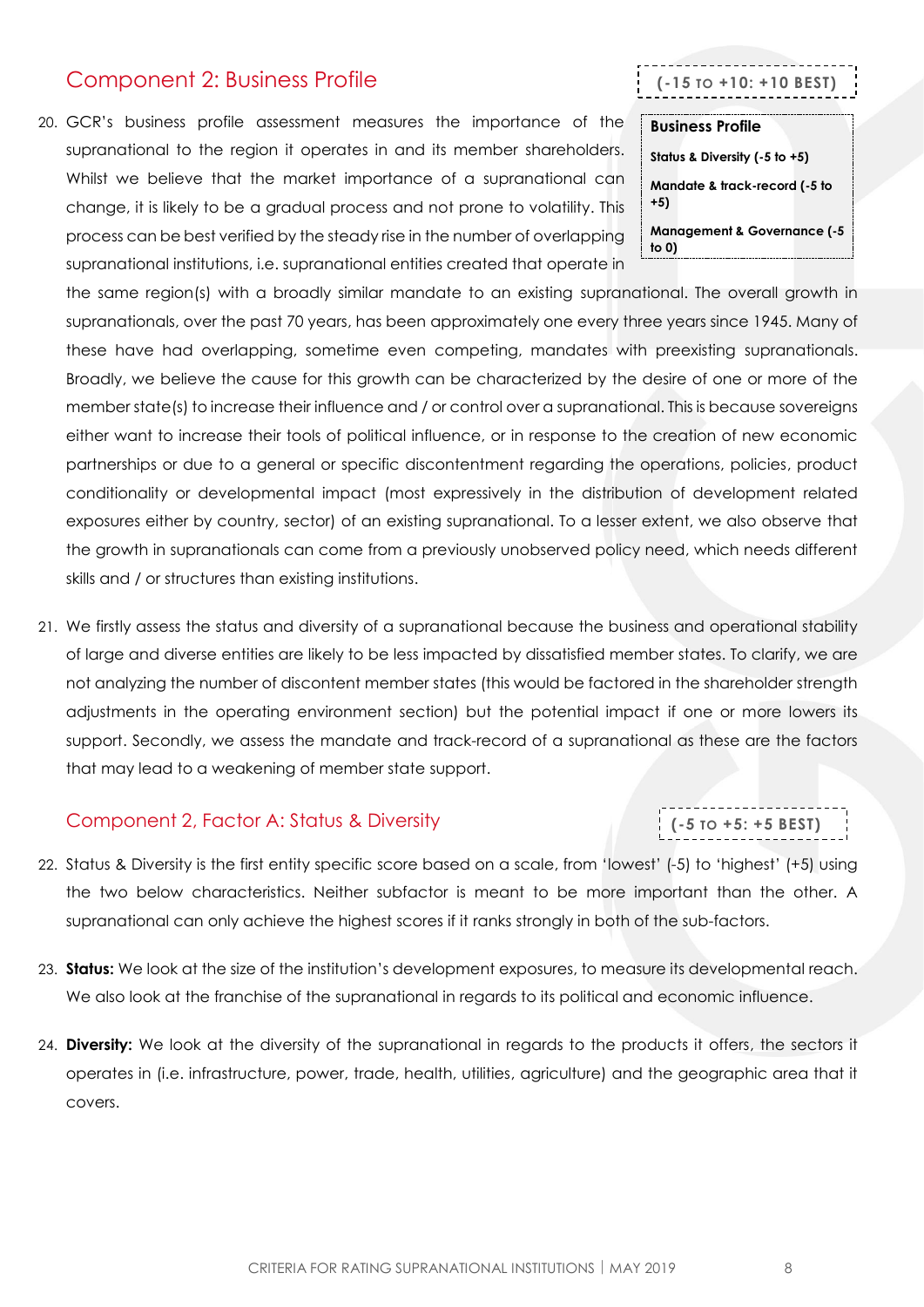## Component 2: Business Profile

**(-15 to +10: +10 best)**

| Business Profile |
| --- |
| Status & Diversity (-5 to +5) |
| Mandate & track-record (-5 to +5) |
| Management & Governance (-5 to 0) |

20. GCR's business profile assessment measures the importance of the supranational to the region it operates in and its member shareholders. Whilst we believe that the market importance of a supranational can change, it is likely to be a gradual process and not prone to volatility. This process can be best verified by the steady rise in the number of overlapping supranational institutions, i.e. supranational entities created that operate in the same region(s) with a broadly similar mandate to an existing supranational. The overall growth in supranationals, over the past 70 years, has been approximately one every three years since 1945. Many of these have had overlapping, sometime even competing, mandates with preexisting supranationals. Broadly, we believe the cause for this growth can be characterized by the desire of one or more of the member state(s) to increase their influence and / or control over a supranational. This is because sovereigns either want to increase their tools of political influence, or in response to the creation of new economic partnerships or due to a general or specific discontentment regarding the operations, policies, product conditionality or developmental impact (most expressively in the distribution of development related exposures either by country, sector) of an existing supranational. To a lesser extent, we also observe that the growth in supranationals can come from a previously unobserved policy need, which needs different skills and / or structures than existing institutions.

21. We firstly assess the status and diversity of a supranational because the business and operational stability of large and diverse entities are likely to be less impacted by dissatisfied member states. To clarify, we are not analyzing the number of discontent member states (this would be factored in the shareholder strength adjustments in the operating environment section) but the potential impact if one or more lowers its support. Secondly, we assess the mandate and track-record of a supranational as these are the factors that may lead to a weakening of member state support.

### Component 2, Factor A: Status & Diversity

**(-5 to +5: +5 best)**

22. Status & Diversity is the first entity specific score based on a scale, from 'lowest' (-5) to 'highest' (+5) using the two below characteristics. Neither subfactor is meant to be more important than the other. A supranational can only achieve the highest scores if it ranks strongly in both of the sub-factors.

23. **Status:** We look at the size of the institution's development exposures, to measure its developmental reach. We also look at the franchise of the supranational in regards to its political and economic influence.

24. **Diversity:** We look at the diversity of the supranational in regards to the products it offers, the sectors it operates in (i.e. infrastructure, power, trade, health, utilities, agriculture) and the geographic area that it covers.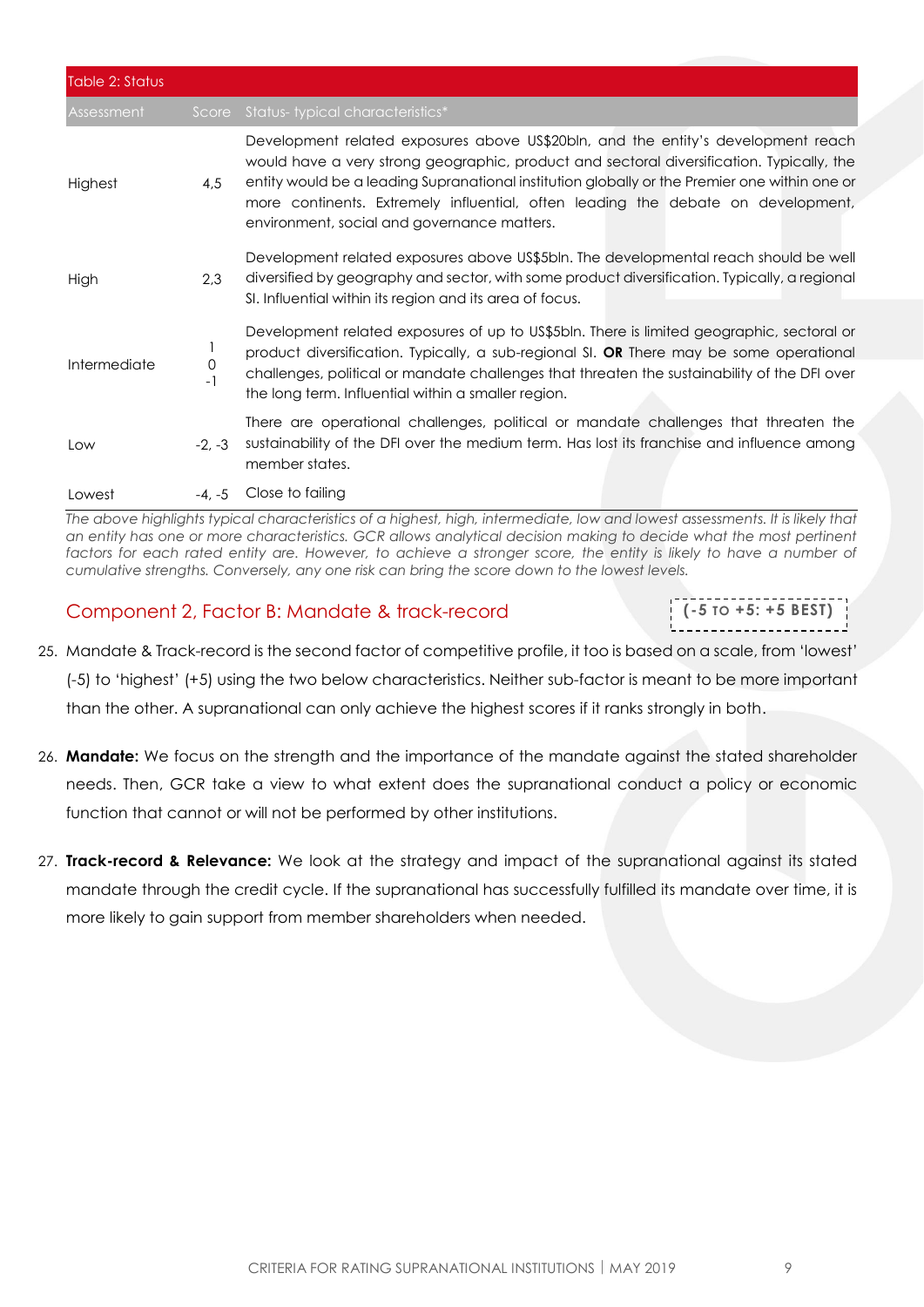Table 2: Status

| Assessment | Score | Status- typical characteristics* |
|---|---|---|
| Highest | 4,5 | Development related exposures above US$20bln, and the entity's development reach would have a very strong geographic, product and sectoral diversification. Typically, the entity would be a leading Supranational institution globally or the Premier one within one or more continents. Extremely influential, often leading the debate on development, environment, social and governance matters. |
| High | 2,3 | Development related exposures above US$5bln. The developmental reach should be well diversified by geography and sector, with some product diversification. Typically, a regional SI. Influential within its region and its area of focus. |
| Intermediate | 1<br>0<br>-1 | Development related exposures of up to US$5bln. There is limited geographic, sectoral or product diversification. Typically, a sub-regional SI. **OR** There may be some operational challenges, political or mandate challenges that threaten the sustainability of the DFI over the long term. Influential within a smaller region. |
| Low | -2, -3 | There are operational challenges, political or mandate challenges that threaten the sustainability of the DFI over the medium term. Has lost its franchise and influence among member states. |
| Lowest | -4, -5 | Close to failing |

*The above highlights typical characteristics of a highest, high, intermediate, low and lowest assessments. It is likely that an entity has one or more characteristics. GCR allows analytical decision making to decide what the most pertinent factors for each rated entity are. However, to achieve a stronger score, the entity is likely to have a number of cumulative strengths. Conversely, any one risk can bring the score down to the lowest levels.*

## Component 2, Factor B: Mandate & track-record

**(-5 TO +5: +5 BEST)**

25. Mandate & Track-record is the second factor of competitive profile, it too is based on a scale, from 'lowest' (-5) to 'highest' (+5) using the two below characteristics. Neither sub-factor is meant to be more important than the other. A supranational can only achieve the highest scores if it ranks strongly in both.

26. **Mandate:** We focus on the strength and the importance of the mandate against the stated shareholder needs. Then, GCR take a view to what extent does the supranational conduct a policy or economic function that cannot or will not be performed by other institutions.

27. **Track-record & Relevance:** We look at the strategy and impact of the supranational against its stated mandate through the credit cycle. If the supranational has successfully fulfilled its mandate over time, it is more likely to gain support from member shareholders when needed.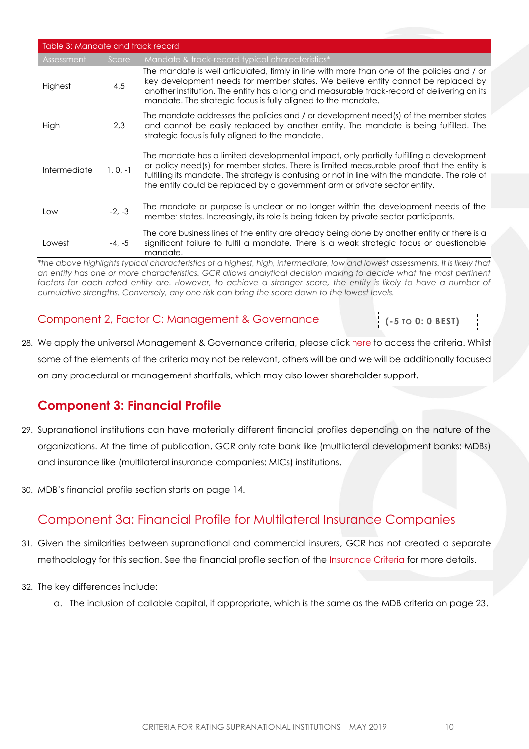| Table 3: Mandate and track record | | |
|---|---|---|
| Assessment | Score | Mandate & track-record typical characteristics* |
| Highest | 4,5 | The mandate is well articulated, firmly in line with more than one of the policies and / or key development needs for member states. We believe entity cannot be replaced by another institution. The entity has a long and measurable track-record of delivering on its mandate. The strategic focus is fully aligned to the mandate. |
| High | 2,3 | The mandate addresses the policies and / or development need(s) of the member states and cannot be easily replaced by another entity. The mandate is being fulfilled. The strategic focus is fully aligned to the mandate. |
| Intermediate | 1, 0, -1 | The mandate has a limited developmental impact, only partially fulfilling a development or policy need(s) for member states. There is limited measurable proof that the entity is fulfilling its mandate. The strategy is confusing or not in line with the mandate. The role of the entity could be replaced by a government arm or private sector entity. |
| Low | -2, -3 | The mandate or purpose is unclear or no longer within the development needs of the member states. Increasingly, its role is being taken by private sector participants. |
| Lowest | -4, -5 | The core business lines of the entity are already being done by another entity or there is a significant failure to fulfil a mandate. There is a weak strategic focus or questionable mandate. |

*\*the above highlights typical characteristics of a highest, high, intermediate, low and lowest assessments. It is likely that an entity has one or more characteristics. GCR allows analytical decision making to decide what the most pertinent factors for each rated entity are. However, to achieve a stronger score, the entity is likely to have a number of cumulative strengths. Conversely, any one risk can bring the score down to the lowest levels.*

## Component 2, Factor C: Management & Governance

**(-5 TO 0: 0 BEST)**

28. We apply the universal Management & Governance criteria, please click here to access the criteria. Whilst some of the elements of the criteria may not be relevant, others will be and we will be additionally focused on any procedural or management shortfalls, which may also lower shareholder support.

# Component 3: Financial Profile

29. Supranational institutions can have materially different financial profiles depending on the nature of the organizations. At the time of publication, GCR only rate bank like (multilateral development banks: MDBs) and insurance like (multilateral insurance companies: MICs) institutions.

30. MDB's financial profile section starts on page 14.

## Component 3a: Financial Profile for Multilateral Insurance Companies

31. Given the similarities between supranational and commercial insurers, GCR has not created a separate methodology for this section. See the financial profile section of the Insurance Criteria for more details.

32. The key differences include:
    a. The inclusion of callable capital, if appropriate, which is the same as the MDB criteria on page 23.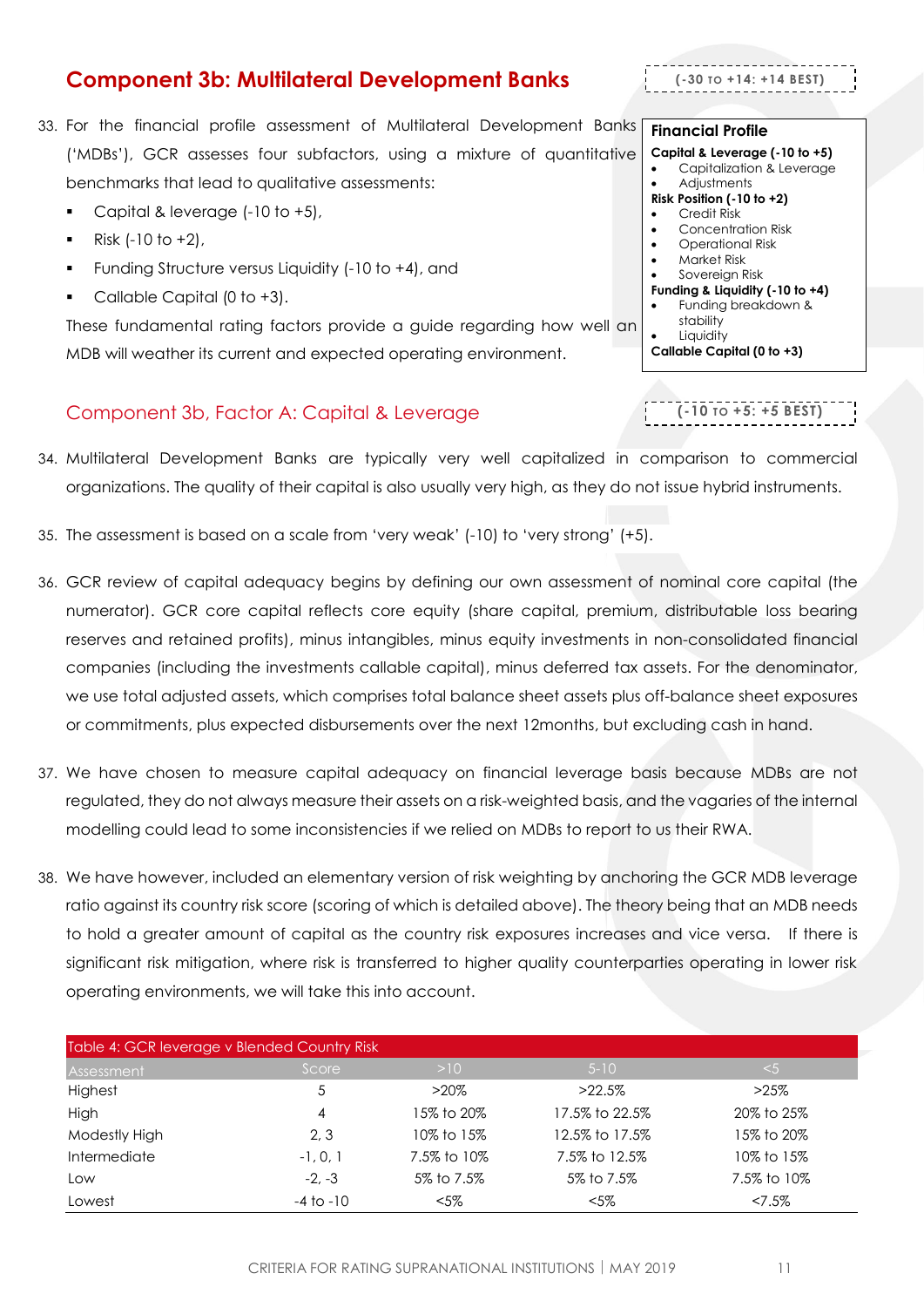## Component 3b: Multilateral Development Banks

(-30 TO +14: +14 BEST)

33. For the financial profile assessment of Multilateral Development Banks ('MDBs'), GCR assesses four subfactors, using a mixture of quantitative benchmarks that lead to qualitative assessments:
    - Capital & leverage (-10 to +5),
    - Risk (-10 to +2),
    - Funding Structure versus Liquidity (-10 to +4), and
    - Callable Capital (0 to +3).

    These fundamental rating factors provide a guide regarding how well an MDB will weather its current and expected operating environment.

**Financial Profile**

**Capital & Leverage (-10 to +5)**
- Capitalization & Leverage
- Adjustments

**Risk Position (-10 to +2)**
- Credit Risk
- Concentration Risk
- Operational Risk
- Market Risk
- Sovereign Risk

**Funding & Liquidity (-10 to +4)**
- Funding breakdown & stability
- Liquidity

**Callable Capital (0 to +3)**

### Component 3b, Factor A: Capital & Leverage

(-10 TO +5: +5 BEST)

34. Multilateral Development Banks are typically very well capitalized in comparison to commercial organizations. The quality of their capital is also usually very high, as they do not issue hybrid instruments.

35. The assessment is based on a scale from 'very weak' (-10) to 'very strong' (+5).

36. GCR review of capital adequacy begins by defining our own assessment of nominal core capital (the numerator). GCR core capital reflects core equity (share capital, premium, distributable loss bearing reserves and retained profits), minus intangibles, minus equity investments in non-consolidated financial companies (including the investments callable capital), minus deferred tax assets. For the denominator, we use total adjusted assets, which comprises total balance sheet assets plus off-balance sheet exposures or commitments, plus expected disbursements over the next 12months, but excluding cash in hand.

37. We have chosen to measure capital adequacy on financial leverage basis because MDBs are not regulated, they do not always measure their assets on a risk-weighted basis, and the vagaries of the internal modelling could lead to some inconsistencies if we relied on MDBs to report to us their RWA.

38. We have however, included an elementary version of risk weighting by anchoring the GCR MDB leverage ratio against its country risk score (scoring of which is detailed above). The theory being that an MDB needs to hold a greater amount of capital as the country risk exposures increases and vice versa. If there is significant risk mitigation, where risk is transferred to higher quality counterparties operating in lower risk operating environments, we will take this into account.

Table 4: GCR leverage v Blended Country Risk

| Assessment | Score | >10 | 5-10 | <5 |
|---|---|---|---|---|
| Highest | 5 | >20% | >22.5% | >25% |
| High | 4 | 15% to 20% | 17.5% to 22.5% | 20% to 25% |
| Modestly High | 2, 3 | 10% to 15% | 12.5% to 17.5% | 15% to 20% |
| Intermediate | -1, 0, 1 | 7.5% to 10% | 7.5% to 12.5% | 10% to 15% |
| Low | -2, -3 | 5% to 7.5% | 5% to 7.5% | 7.5% to 10% |
| Lowest | -4 to -10 | <5% | <5% | <7.5% |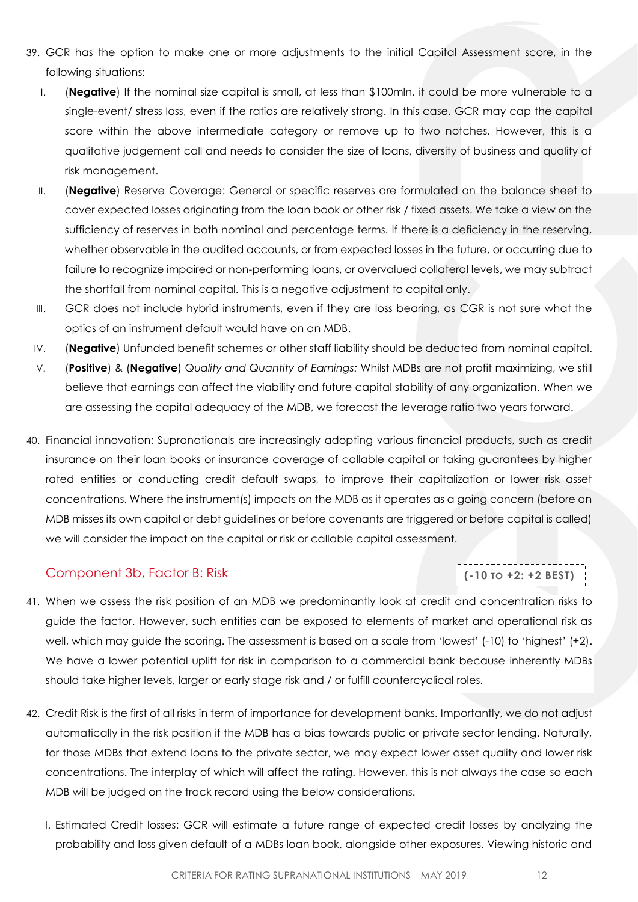39. GCR has the option to make one or more adjustments to the initial Capital Assessment score, in the following situations:
    I. (**Negative**) If the nominal size capital is small, at less than $100mln, it could be more vulnerable to a single-event/ stress loss, even if the ratios are relatively strong. In this case, GCR may cap the capital score within the above intermediate category or remove up to two notches. However, this is a qualitative judgement call and needs to consider the size of loans, diversity of business and quality of risk management.
    II. (**Negative**) Reserve Coverage: General or specific reserves are formulated on the balance sheet to cover expected losses originating from the loan book or other risk / fixed assets. We take a view on the sufficiency of reserves in both nominal and percentage terms. If there is a deficiency in the reserving, whether observable in the audited accounts, or from expected losses in the future, or occurring due to failure to recognize impaired or non-performing loans, or overvalued collateral levels, we may subtract the shortfall from nominal capital. This is a negative adjustment to capital only.
    III. GCR does not include hybrid instruments, even if they are loss bearing, as CGR is not sure what the optics of an instrument default would have on an MDB.
    IV. (**Negative**) Unfunded benefit schemes or other staff liability should be deducted from nominal capital.
    V. (**Positive**) & (**Negative**) *Quality and Quantity of Earnings:* Whilst MDBs are not profit maximizing, we still believe that earnings can affect the viability and future capital stability of any organization. When we are assessing the capital adequacy of the MDB, we forecast the leverage ratio two years forward.

40. Financial innovation: Supranationals are increasingly adopting various financial products, such as credit insurance on their loan books or insurance coverage of callable capital or taking guarantees by higher rated entities or conducting credit default swaps, to improve their capitalization or lower risk asset concentrations. Where the instrument(s) impacts on the MDB as it operates as a going concern (before an MDB misses its own capital or debt guidelines or before covenants are triggered or before capital is called) we will consider the impact on the capital or risk or callable capital assessment.

## Component 3b, Factor B: Risk

**(-10 TO +2: +2 BEST)**

41. When we assess the risk position of an MDB we predominantly look at credit and concentration risks to guide the factor. However, such entities can be exposed to elements of market and operational risk as well, which may guide the scoring. The assessment is based on a scale from 'lowest' (-10) to 'highest' (+2). We have a lower potential uplift for risk in comparison to a commercial bank because inherently MDBs should take higher levels, larger or early stage risk and / or fulfill countercyclical roles.

42. Credit Risk is the first of all risks in term of importance for development banks. Importantly, we do not adjust automatically in the risk position if the MDB has a bias towards public or private sector lending. Naturally, for those MDBs that extend loans to the private sector, we may expect lower asset quality and lower risk concentrations. The interplay of which will affect the rating. However, this is not always the case so each MDB will be judged on the track record using the below considerations.
    I. Estimated Credit losses: GCR will estimate a future range of expected credit losses by analyzing the probability and loss given default of a MDBs loan book, alongside other exposures. Viewing historic and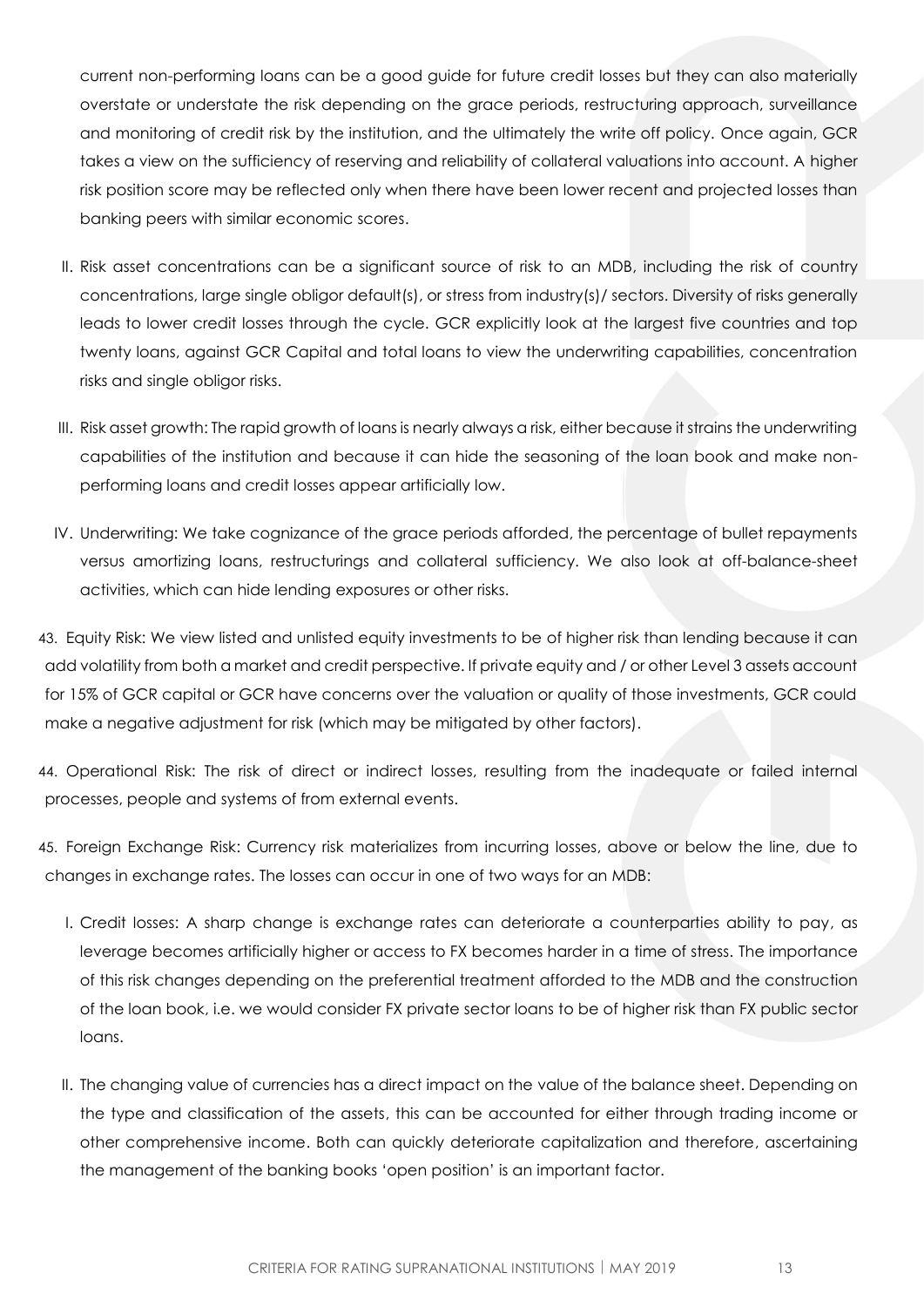current non-performing loans can be a good guide for future credit losses but they can also materially overstate or understate the risk depending on the grace periods, restructuring approach, surveillance and monitoring of credit risk by the institution, and the ultimately the write off policy. Once again, GCR takes a view on the sufficiency of reserving and reliability of collateral valuations into account. A higher risk position score may be reflected only when there have been lower recent and projected losses than banking peers with similar economic scores.

II. Risk asset concentrations can be a significant source of risk to an MDB, including the risk of country concentrations, large single obligor default(s), or stress from industry(s)/ sectors. Diversity of risks generally leads to lower credit losses through the cycle. GCR explicitly look at the largest five countries and top twenty loans, against GCR Capital and total loans to view the underwriting capabilities, concentration risks and single obligor risks.

III. Risk asset growth: The rapid growth of loans is nearly always a risk, either because it strains the underwriting capabilities of the institution and because it can hide the seasoning of the loan book and make non-performing loans and credit losses appear artificially low.

IV. Underwriting: We take cognizance of the grace periods afforded, the percentage of bullet repayments versus amortizing loans, restructurings and collateral sufficiency. We also look at off-balance-sheet activities, which can hide lending exposures or other risks.

43. Equity Risk: We view listed and unlisted equity investments to be of higher risk than lending because it can add volatility from both a market and credit perspective. If private equity and / or other Level 3 assets account for 15% of GCR capital or GCR have concerns over the valuation or quality of those investments, GCR could make a negative adjustment for risk (which may be mitigated by other factors).

44. Operational Risk: The risk of direct or indirect losses, resulting from the inadequate or failed internal processes, people and systems of from external events.

45. Foreign Exchange Risk: Currency risk materializes from incurring losses, above or below the line, due to changes in exchange rates. The losses can occur in one of two ways for an MDB:

I. Credit losses: A sharp change is exchange rates can deteriorate a counterparties ability to pay, as leverage becomes artificially higher or access to FX becomes harder in a time of stress. The importance of this risk changes depending on the preferential treatment afforded to the MDB and the construction of the loan book, i.e. we would consider FX private sector loans to be of higher risk than FX public sector loans.

II. The changing value of currencies has a direct impact on the value of the balance sheet. Depending on the type and classification of the assets, this can be accounted for either through trading income or other comprehensive income. Both can quickly deteriorate capitalization and therefore, ascertaining the management of the banking books 'open position' is an important factor.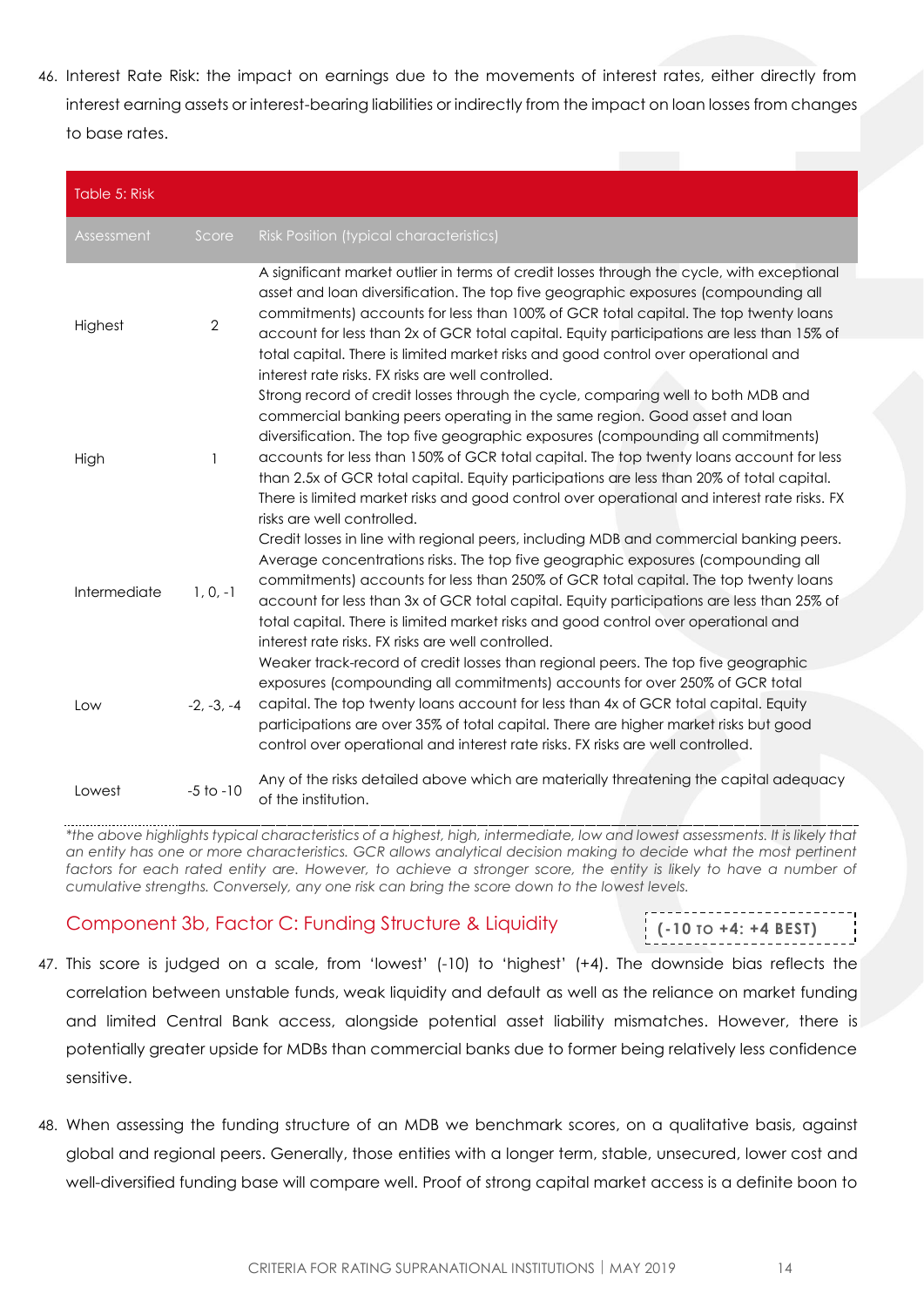46. Interest Rate Risk: the impact on earnings due to the movements of interest rates, either directly from interest earning assets or interest-bearing liabilities or indirectly from the impact on loan losses from changes to base rates.

| Table 5: Risk | | |
|---|---|---|
| Assessment | Score | Risk Position (typical characteristics) |
| Highest | 2 | A significant market outlier in terms of credit losses through the cycle, with exceptional asset and loan diversification. The top five geographic exposures (compounding all commitments) accounts for less than 100% of GCR total capital. The top twenty loans account for less than 2x of GCR total capital. Equity participations are less than 15% of total capital. There is limited market risks and good control over operational and interest rate risks. FX risks are well controlled. |
| High | 1 | Strong record of credit losses through the cycle, comparing well to both MDB and commercial banking peers operating in the same region. Good asset and loan diversification. The top five geographic exposures (compounding all commitments) accounts for less than 150% of GCR total capital. The top twenty loans account for less than 2.5x of GCR total capital. Equity participations are less than 20% of total capital. There is limited market risks and good control over operational and interest rate risks. FX risks are well controlled. |
| Intermediate | 1, 0, -1 | Credit losses in line with regional peers, including MDB and commercial banking peers. Average concentrations risks. The top five geographic exposures (compounding all commitments) accounts for less than 250% of GCR total capital. The top twenty loans account for less than 3x of GCR total capital. Equity participations are less than 25% of total capital. There is limited market risks and good control over operational and interest rate risks. FX risks are well controlled. |
| Low | -2, -3, -4 | Weaker track-record of credit losses than regional peers. The top five geographic exposures (compounding all commitments) accounts for over 250% of GCR total capital. The top twenty loans account for less than 4x of GCR total capital. Equity participations are over 35% of total capital. There are higher market risks but good control over operational and interest rate risks. FX risks are well controlled. |
| Lowest | -5 to -10 | Any of the risks detailed above which are materially threatening the capital adequacy of the institution. |

*\*the above highlights typical characteristics of a highest, high, intermediate, low and lowest assessments. It is likely that an entity has one or more characteristics. GCR allows analytical decision making to decide what the most pertinent factors for each rated entity are. However, to achieve a stronger score, the entity is likely to have a number of cumulative strengths. Conversely, any one risk can bring the score down to the lowest levels.*

## Component 3b, Factor C: Funding Structure & Liquidity

**(-10 TO +4: +4 BEST)**

47. This score is judged on a scale, from 'lowest' (-10) to 'highest' (+4). The downside bias reflects the correlation between unstable funds, weak liquidity and default as well as the reliance on market funding and limited Central Bank access, alongside potential asset liability mismatches. However, there is potentially greater upside for MDBs than commercial banks due to former being relatively less confidence sensitive.

48. When assessing the funding structure of an MDB we benchmark scores, on a qualitative basis, against global and regional peers. Generally, those entities with a longer term, stable, unsecured, lower cost and well-diversified funding base will compare well. Proof of strong capital market access is a definite boon to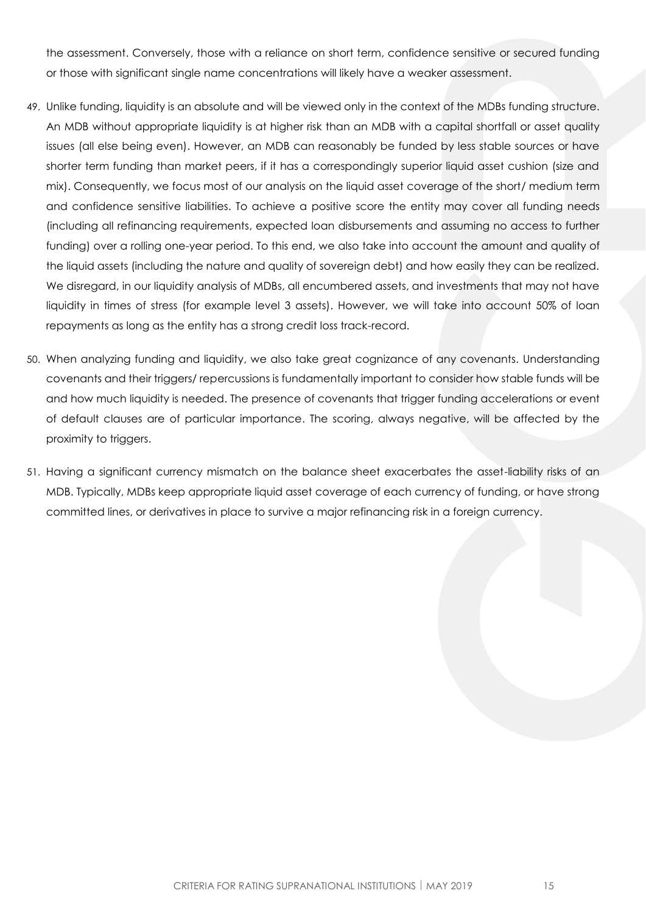the assessment. Conversely, those with a reliance on short term, confidence sensitive or secured funding or those with significant single name concentrations will likely have a weaker assessment.

49. Unlike funding, liquidity is an absolute and will be viewed only in the context of the MDBs funding structure. An MDB without appropriate liquidity is at higher risk than an MDB with a capital shortfall or asset quality issues (all else being even). However, an MDB can reasonably be funded by less stable sources or have shorter term funding than market peers, if it has a correspondingly superior liquid asset cushion (size and mix). Consequently, we focus most of our analysis on the liquid asset coverage of the short/ medium term and confidence sensitive liabilities. To achieve a positive score the entity may cover all funding needs (including all refinancing requirements, expected loan disbursements and assuming no access to further funding) over a rolling one-year period. To this end, we also take into account the amount and quality of the liquid assets (including the nature and quality of sovereign debt) and how easily they can be realized. We disregard, in our liquidity analysis of MDBs, all encumbered assets, and investments that may not have liquidity in times of stress (for example level 3 assets). However, we will take into account 50% of loan repayments as long as the entity has a strong credit loss track-record.

50. When analyzing funding and liquidity, we also take great cognizance of any covenants. Understanding covenants and their triggers/ repercussions is fundamentally important to consider how stable funds will be and how much liquidity is needed. The presence of covenants that trigger funding accelerations or event of default clauses are of particular importance. The scoring, always negative, will be affected by the proximity to triggers.

51. Having a significant currency mismatch on the balance sheet exacerbates the asset-liability risks of an MDB. Typically, MDBs keep appropriate liquid asset coverage of each currency of funding, or have strong committed lines, or derivatives in place to survive a major refinancing risk in a foreign currency.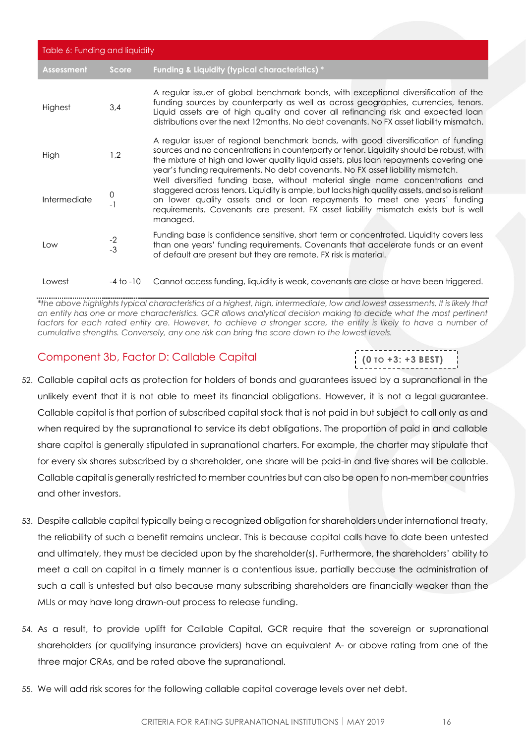| Table 6: Funding and liquidity | | |
|---|---|---|
| **Assessment** | **Score** | **Funding & Liquidity (typical characteristics) *** |
| Highest | 3,4 | A regular issuer of global benchmark bonds, with exceptional diversification of the funding sources by counterparty as well as across geographies, currencies, tenors. Liquid assets are of high quality and cover all refinancing risk and expected loan distributions over the next 12months. No debt covenants. No FX asset liability mismatch. |
| High | 1,2 | A regular issuer of regional benchmark bonds, with good diversification of funding sources and no concentrations in counterparty or tenor. Liquidity should be robust, with the mixture of high and lower quality liquid assets, plus loan repayments covering one year's funding requirements. No debt covenants. No FX asset liability mismatch. |
| Intermediate | 0<br>-1 | Well diversified funding base, without material single name concentrations and staggered across tenors. Liquidity is ample, but lacks high quality assets, and so is reliant on lower quality assets and or loan repayments to meet one years' funding requirements. Covenants are present. FX asset liability mismatch exists but is well managed. |
| Low | -2<br>-3 | Funding base is confidence sensitive, short term or concentrated. Liquidity covers less than one years' funding requirements. Covenants that accelerate funds or an event of default are present but they are remote. FX risk is material. |
| Lowest | -4 to -10 | Cannot access funding, liquidity is weak, covenants are close or have been triggered. |

*\*the above highlights typical characteristics of a highest, high, intermediate, low and lowest assessments. It is likely that an entity has one or more characteristics. GCR allows analytical decision making to decide what the most pertinent factors for each rated entity are. However, to achieve a stronger score, the entity is likely to have a number of cumulative strengths. Conversely, any one risk can bring the score down to the lowest levels.*

## Component 3b, Factor D: Callable Capital

**(0 to +3: +3 best)**

52. Callable capital acts as protection for holders of bonds and guarantees issued by a supranational in the unlikely event that it is not able to meet its financial obligations. However, it is not a legal guarantee. Callable capital is that portion of subscribed capital stock that is not paid in but subject to call only as and when required by the supranational to service its debt obligations. The proportion of paid in and callable share capital is generally stipulated in supranational charters. For example, the charter may stipulate that for every six shares subscribed by a shareholder, one share will be paid-in and five shares will be callable. Callable capital is generally restricted to member countries but can also be open to non-member countries and other investors.

53. Despite callable capital typically being a recognized obligation for shareholders under international treaty, the reliability of such a benefit remains unclear. This is because capital calls have to date been untested and ultimately, they must be decided upon by the shareholder(s). Furthermore, the shareholders' ability to meet a call on capital in a timely manner is a contentious issue, partially because the administration of such a call is untested but also because many subscribing shareholders are financially weaker than the MLIs or may have long drawn-out process to release funding.

54. As a result, to provide uplift for Callable Capital, GCR require that the sovereign or supranational shareholders (or qualifying insurance providers) have an equivalent A- or above rating from one of the three major CRAs, and be rated above the supranational.

55. We will add risk scores for the following callable capital coverage levels over net debt.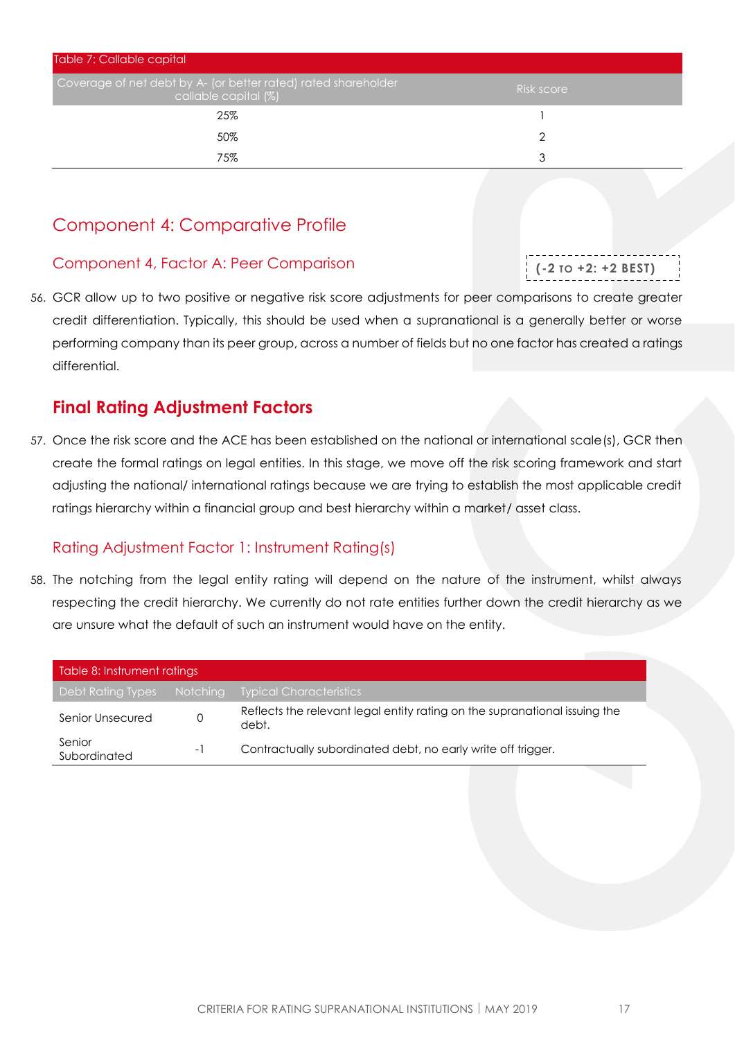Table 7: Callable capital

| Coverage of net debt by A- (or better rated) rated shareholder callable capital (%) | Risk score |
|---|---|
| 25% | 1 |
| 50% | 2 |
| 75% | 3 |

## Component 4: Comparative Profile

### Component 4, Factor A: Peer Comparison

**(-2 TO +2: +2 BEST)**

56. GCR allow up to two positive or negative risk score adjustments for peer comparisons to create greater credit differentiation. Typically, this should be used when a supranational is a generally better or worse performing company than its peer group, across a number of fields but no one factor has created a ratings differential.

## Final Rating Adjustment Factors

57. Once the risk score and the ACE has been established on the national or international scale(s), GCR then create the formal ratings on legal entities. In this stage, we move off the risk scoring framework and start adjusting the national/ international ratings because we are trying to establish the most applicable credit ratings hierarchy within a financial group and best hierarchy within a market/ asset class.

### Rating Adjustment Factor 1: Instrument Rating(s)

58. The notching from the legal entity rating will depend on the nature of the instrument, whilst always respecting the credit hierarchy. We currently do not rate entities further down the credit hierarchy as we are unsure what the default of such an instrument would have on the entity.

Table 8: Instrument ratings

| Debt Rating Types | Notching | Typical Characteristics |
|---|---|---|
| Senior Unsecured | 0 | Reflects the relevant legal entity rating on the supranational issuing the debt. |
| Senior Subordinated | -1 | Contractually subordinated debt, no early write off trigger. |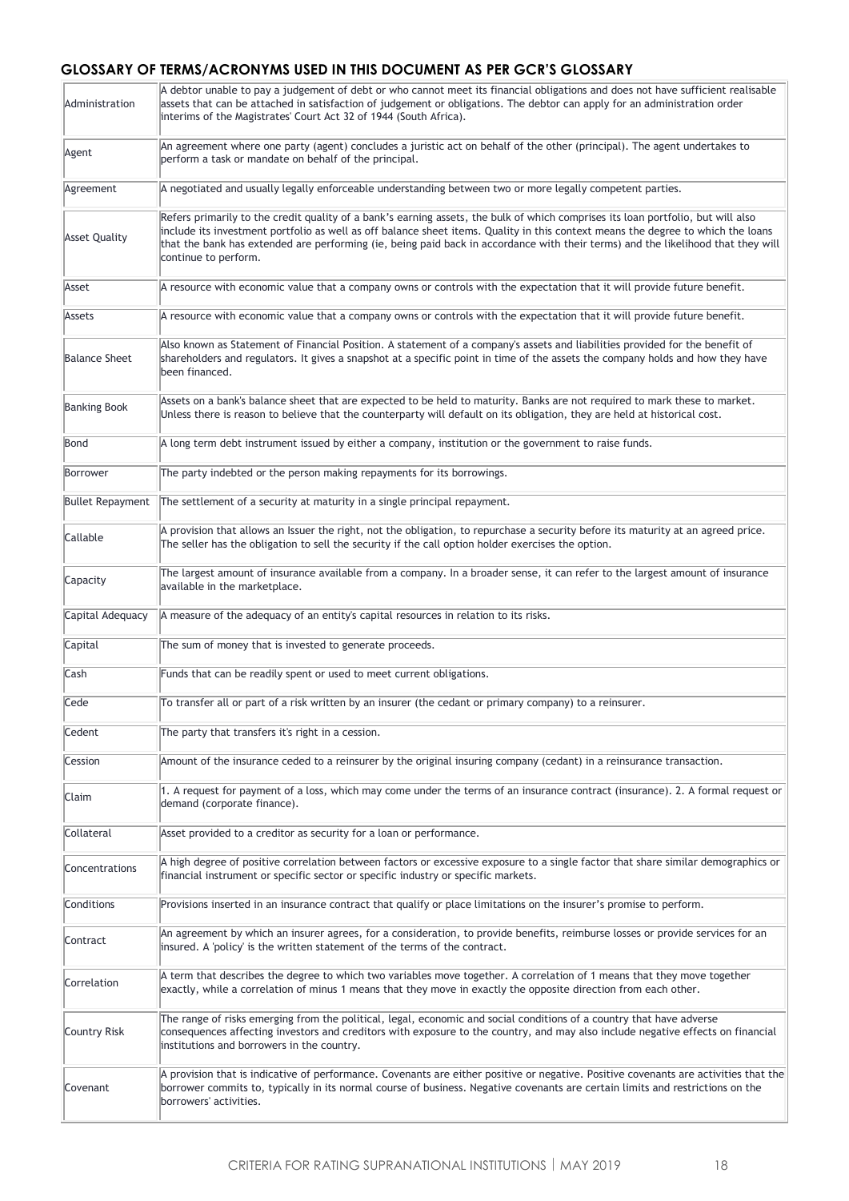## GLOSSARY OF TERMS/ACRONYMS USED IN THIS DOCUMENT AS PER GCR'S GLOSSARY

| | |
|---|---|
| Administration | A debtor unable to pay a judgement of debt or who cannot meet its financial obligations and does not have sufficient realisable assets that can be attached in satisfaction of judgement or obligations. The debtor can apply for an administration order interims of the Magistrates' Court Act 32 of 1944 (South Africa). |
| Agent | An agreement where one party (agent) concludes a juristic act on behalf of the other (principal). The agent undertakes to perform a task or mandate on behalf of the principal. |
| Agreement | A negotiated and usually legally enforceable understanding between two or more legally competent parties. |
| Asset Quality | Refers primarily to the credit quality of a bank's earning assets, the bulk of which comprises its loan portfolio, but will also include its investment portfolio as well as off balance sheet items. Quality in this context means the degree to which the loans that the bank has extended are performing (ie, being paid back in accordance with their terms) and the likelihood that they will continue to perform. |
| Asset | A resource with economic value that a company owns or controls with the expectation that it will provide future benefit. |
| Assets | A resource with economic value that a company owns or controls with the expectation that it will provide future benefit. |
| Balance Sheet | Also known as Statement of Financial Position. A statement of a company's assets and liabilities provided for the benefit of shareholders and regulators. It gives a snapshot at a specific point in time of the assets the company holds and how they have been financed. |
| Banking Book | Assets on a bank's balance sheet that are expected to be held to maturity. Banks are not required to mark these to market. Unless there is reason to believe that the counterparty will default on its obligation, they are held at historical cost. |
| Bond | A long term debt instrument issued by either a company, institution or the government to raise funds. |
| Borrower | The party indebted or the person making repayments for its borrowings. |
| Bullet Repayment | The settlement of a security at maturity in a single principal repayment. |
| Callable | A provision that allows an Issuer the right, not the obligation, to repurchase a security before its maturity at an agreed price. The seller has the obligation to sell the security if the call option holder exercises the option. |
| Capacity | The largest amount of insurance available from a company. In a broader sense, it can refer to the largest amount of insurance available in the marketplace. |
| Capital Adequacy | A measure of the adequacy of an entity's capital resources in relation to its risks. |
| Capital | The sum of money that is invested to generate proceeds. |
| Cash | Funds that can be readily spent or used to meet current obligations. |
| Cede | To transfer all or part of a risk written by an insurer (the cedant or primary company) to a reinsurer. |
| Cedent | The party that transfers it's right in a cession. |
| Cession | Amount of the insurance ceded to a reinsurer by the original insuring company (cedant) in a reinsurance transaction. |
| Claim | 1. A request for payment of a loss, which may come under the terms of an insurance contract (insurance). 2. A formal request or demand (corporate finance). |
| Collateral | Asset provided to a creditor as security for a loan or performance. |
| Concentrations | A high degree of positive correlation between factors or excessive exposure to a single factor that share similar demographics or financial instrument or specific sector or specific industry or specific markets. |
| Conditions | Provisions inserted in an insurance contract that qualify or place limitations on the insurer's promise to perform. |
| Contract | An agreement by which an insurer agrees, for a consideration, to provide benefits, reimburse losses or provide services for an insured. A 'policy' is the written statement of the terms of the contract. |
| Correlation | A term that describes the degree to which two variables move together. A correlation of 1 means that they move together exactly, while a correlation of minus 1 means that they move in exactly the opposite direction from each other. |
| Country Risk | The range of risks emerging from the political, legal, economic and social conditions of a country that have adverse consequences affecting investors and creditors with exposure to the country, and may also include negative effects on financial institutions and borrowers in the country. |
| Covenant | A provision that is indicative of performance. Covenants are either positive or negative. Positive covenants are activities that the borrower commits to, typically in its normal course of business. Negative covenants are certain limits and restrictions on the borrowers' activities. |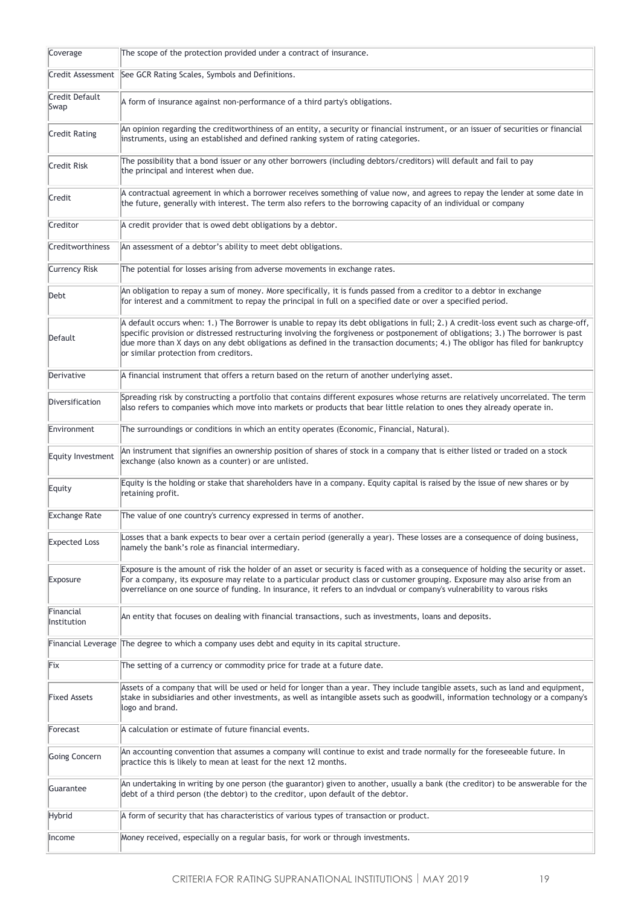| | |
|---|---|
| Coverage | The scope of the protection provided under a contract of insurance. |
| Credit Assessment | See GCR Rating Scales, Symbols and Definitions. |
| Credit Default Swap | A form of insurance against non-performance of a third party's obligations. |
| Credit Rating | An opinion regarding the creditworthiness of an entity, a security or financial instrument, or an issuer of securities or financial instruments, using an established and defined ranking system of rating categories. |
| Credit Risk | The possibility that a bond issuer or any other borrowers (including debtors/creditors) will default and fail to pay the principal and interest when due. |
| Credit | A contractual agreement in which a borrower receives something of value now, and agrees to repay the lender at some date in the future, generally with interest. The term also refers to the borrowing capacity of an individual or company |
| Creditor | A credit provider that is owed debt obligations by a debtor. |
| Creditworthiness | An assessment of a debtor's ability to meet debt obligations. |
| Currency Risk | The potential for losses arising from adverse movements in exchange rates. |
| Debt | An obligation to repay a sum of money. More specifically, it is funds passed from a creditor to a debtor in exchange for interest and a commitment to repay the principal in full on a specified date or over a specified period. |
| Default | A default occurs when: 1.) The Borrower is unable to repay its debt obligations in full; 2.) A credit-loss event such as charge-off, specific provision or distressed restructuring involving the forgiveness or postponement of obligations; 3.) The borrower is past due more than X days on any debt obligations as defined in the transaction documents; 4.) The obligor has filed for bankruptcy or similar protection from creditors. |
| Derivative | A financial instrument that offers a return based on the return of another underlying asset. |
| Diversification | Spreading risk by constructing a portfolio that contains different exposures whose returns are relatively uncorrelated. The term also refers to companies which move into markets or products that bear little relation to ones they already operate in. |
| Environment | The surroundings or conditions in which an entity operates (Economic, Financial, Natural). |
| Equity Investment | An instrument that signifies an ownership position of shares of stock in a company that is either listed or traded on a stock exchange (also known as a counter) or are unlisted. |
| Equity | Equity is the holding or stake that shareholders have in a company. Equity capital is raised by the issue of new shares or by retaining profit. |
| Exchange Rate | The value of one country's currency expressed in terms of another. |
| Expected Loss | Losses that a bank expects to bear over a certain period (generally a year). These losses are a consequence of doing business, namely the bank's role as financial intermediary. |
| Exposure | Exposure is the amount of risk the holder of an asset or security is faced with as a consequence of holding the security or asset. For a company, its exposure may relate to a particular product class or customer grouping. Exposure may also arise from an overreliance on one source of funding. In insurance, it refers to an indvdual or company's vulnerability to varous risks |
| Financial Institution | An entity that focuses on dealing with financial transactions, such as investments, loans and deposits. |
| Financial Leverage | The degree to which a company uses debt and equity in its capital structure. |
| Fix | The setting of a currency or commodity price for trade at a future date. |
| Fixed Assets | Assets of a company that will be used or held for longer than a year. They include tangible assets, such as land and equipment, stake in subsidiaries and other investments, as well as intangible assets such as goodwill, information technology or a company's logo and brand. |
| Forecast | A calculation or estimate of future financial events. |
| Going Concern | An accounting convention that assumes a company will continue to exist and trade normally for the foreseeable future. In practice this is likely to mean at least for the next 12 months. |
| Guarantee | An undertaking in writing by one person (the guarantor) given to another, usually a bank (the creditor) to be answerable for the debt of a third person (the debtor) to the creditor, upon default of the debtor. |
| Hybrid | A form of security that has characteristics of various types of transaction or product. |
| Income | Money received, especially on a regular basis, for work or through investments. |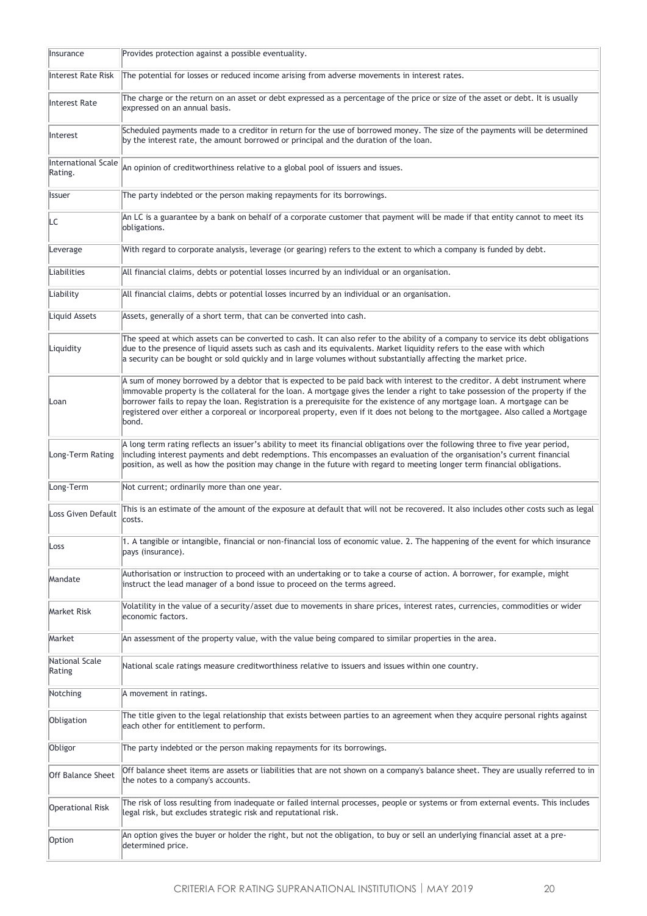| | |
|---|---|
| Insurance | Provides protection against a possible eventuality. |
| Interest Rate Risk | The potential for losses or reduced income arising from adverse movements in interest rates. |
| Interest Rate | The charge or the return on an asset or debt expressed as a percentage of the price or size of the asset or debt. It is usually expressed on an annual basis. |
| Interest | Scheduled payments made to a creditor in return for the use of borrowed money. The size of the payments will be determined by the interest rate, the amount borrowed or principal and the duration of the loan. |
| International Scale Rating. | An opinion of creditworthiness relative to a global pool of issuers and issues. |
| Issuer | The party indebted or the person making repayments for its borrowings. |
| LC | An LC is a guarantee by a bank on behalf of a corporate customer that payment will be made if that entity cannot to meet its obligations. |
| Leverage | With regard to corporate analysis, leverage (or gearing) refers to the extent to which a company is funded by debt. |
| Liabilities | All financial claims, debts or potential losses incurred by an individual or an organisation. |
| Liability | All financial claims, debts or potential losses incurred by an individual or an organisation. |
| Liquid Assets | Assets, generally of a short term, that can be converted into cash. |
| Liquidity | The speed at which assets can be converted to cash. It can also refer to the ability of a company to service its debt obligations due to the presence of liquid assets such as cash and its equivalents. Market liquidity refers to the ease with which a security can be bought or sold quickly and in large volumes without substantially affecting the market price. |
| Loan | A sum of money borrowed by a debtor that is expected to be paid back with interest to the creditor. A debt instrument where immovable property is the collateral for the loan. A mortgage gives the lender a right to take possession of the property if the borrower fails to repay the loan. Registration is a prerequisite for the existence of any mortgage loan. A mortgage can be registered over either a corporeal or incorporeal property, even if it does not belong to the mortgagee. Also called a Mortgage bond. |
| Long-Term Rating | A long term rating reflects an issuer's ability to meet its financial obligations over the following three to five year period, including interest payments and debt redemptions. This encompasses an evaluation of the organisation's current financial position, as well as how the position may change in the future with regard to meeting longer term financial obligations. |
| Long-Term | Not current; ordinarily more than one year. |
| Loss Given Default | This is an estimate of the amount of the exposure at default that will not be recovered. It also includes other costs such as legal costs. |
| Loss | 1. A tangible or intangible, financial or non-financial loss of economic value. 2. The happening of the event for which insurance pays (insurance). |
| Mandate | Authorisation or instruction to proceed with an undertaking or to take a course of action. A borrower, for example, might instruct the lead manager of a bond issue to proceed on the terms agreed. |
| Market Risk | Volatility in the value of a security/asset due to movements in share prices, interest rates, currencies, commodities or wider economic factors. |
| Market | An assessment of the property value, with the value being compared to similar properties in the area. |
| National Scale Rating | National scale ratings measure creditworthiness relative to issuers and issues within one country. |
| Notching | A movement in ratings. |
| Obligation | The title given to the legal relationship that exists between parties to an agreement when they acquire personal rights against each other for entitlement to perform. |
| Obligor | The party indebted or the person making repayments for its borrowings. |
| Off Balance Sheet | Off balance sheet items are assets or liabilities that are not shown on a company's balance sheet. They are usually referred to in the notes to a company's accounts. |
| Operational Risk | The risk of loss resulting from inadequate or failed internal processes, people or systems or from external events. This includes legal risk, but excludes strategic risk and reputational risk. |
| Option | An option gives the buyer or holder the right, but not the obligation, to buy or sell an underlying financial asset at a pre-determined price. |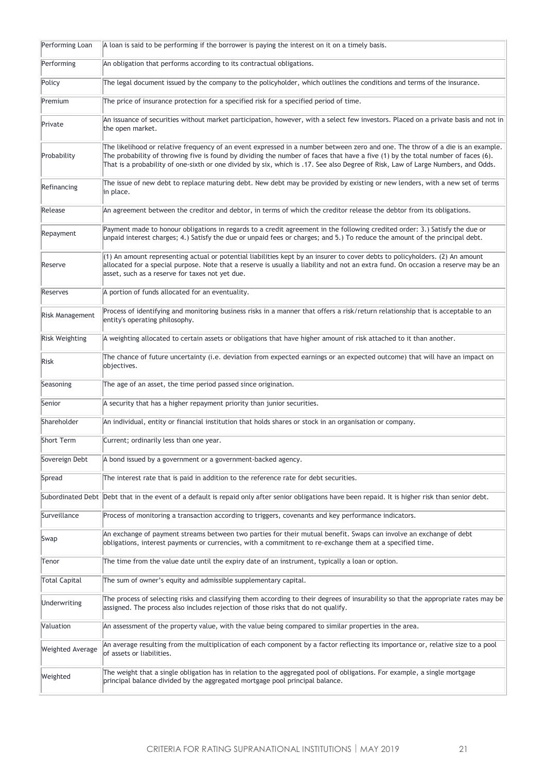| | |
|---|---|
| Performing Loan | A loan is said to be performing if the borrower is paying the interest on it on a timely basis. |
| Performing | An obligation that performs according to its contractual obligations. |
| Policy | The legal document issued by the company to the policyholder, which outlines the conditions and terms of the insurance. |
| Premium | The price of insurance protection for a specified risk for a specified period of time. |
| Private | An issuance of securities without market participation, however, with a select few investors. Placed on a private basis and not in the open market. |
| Probability | The likelihood or relative frequency of an event expressed in a number between zero and one. The throw of a die is an example. The probability of throwing five is found by dividing the number of faces that have a five (1) by the total number of faces (6). That is a probability of one-sixth or one divided by six, which is .17. See also Degree of Risk, Law of Large Numbers, and Odds. |
| Refinancing | The issue of new debt to replace maturing debt. New debt may be provided by existing or new lenders, with a new set of terms in place. |
| Release | An agreement between the creditor and debtor, in terms of which the creditor release the debtor from its obligations. |
| Repayment | Payment made to honour obligations in regards to a credit agreement in the following credited order: 3.) Satisfy the due or unpaid interest charges; 4.) Satisfy the due or unpaid fees or charges; and 5.) To reduce the amount of the principal debt. |
| Reserve | (1) An amount representing actual or potential liabilities kept by an insurer to cover debts to policyholders. (2) An amount allocated for a special purpose. Note that a reserve is usually a liability and not an extra fund. On occasion a reserve may be an asset, such as a reserve for taxes not yet due. |
| Reserves | A portion of funds allocated for an eventuality. |
| Risk Management | Process of identifying and monitoring business risks in a manner that offers a risk/return relationship that is acceptable to an entity's operating philosophy. |
| Risk Weighting | A weighting allocated to certain assets or obligations that have higher amount of risk attached to it than another. |
| Risk | The chance of future uncertainty (i.e. deviation from expected earnings or an expected outcome) that will have an impact on objectives. |
| Seasoning | The age of an asset, the time period passed since origination. |
| Senior | A security that has a higher repayment priority than junior securities. |
| Shareholder | An individual, entity or financial institution that holds shares or stock in an organisation or company. |
| Short Term | Current; ordinarily less than one year. |
| Sovereign Debt | A bond issued by a government or a government-backed agency. |
| Spread | The interest rate that is paid in addition to the reference rate for debt securities. |
| Subordinated Debt | Debt that in the event of a default is repaid only after senior obligations have been repaid. It is higher risk than senior debt. |
| Surveillance | Process of monitoring a transaction according to triggers, covenants and key performance indicators. |
| Swap | An exchange of payment streams between two parties for their mutual benefit. Swaps can involve an exchange of debt obligations, interest payments or currencies, with a commitment to re-exchange them at a specified time. |
| Tenor | The time from the value date until the expiry date of an instrument, typically a loan or option. |
| Total Capital | The sum of owner's equity and admissible supplementary capital. |
| Underwriting | The process of selecting risks and classifying them according to their degrees of insurability so that the appropriate rates may be assigned. The process also includes rejection of those risks that do not qualify. |
| Valuation | An assessment of the property value, with the value being compared to similar properties in the area. |
| Weighted Average | An average resulting from the multiplication of each component by a factor reflecting its importance or, relative size to a pool of assets or liabilities. |
| Weighted | The weight that a single obligation has in relation to the aggregated pool of obligations. For example, a single mortgage principal balance divided by the aggregated mortgage pool principal balance. |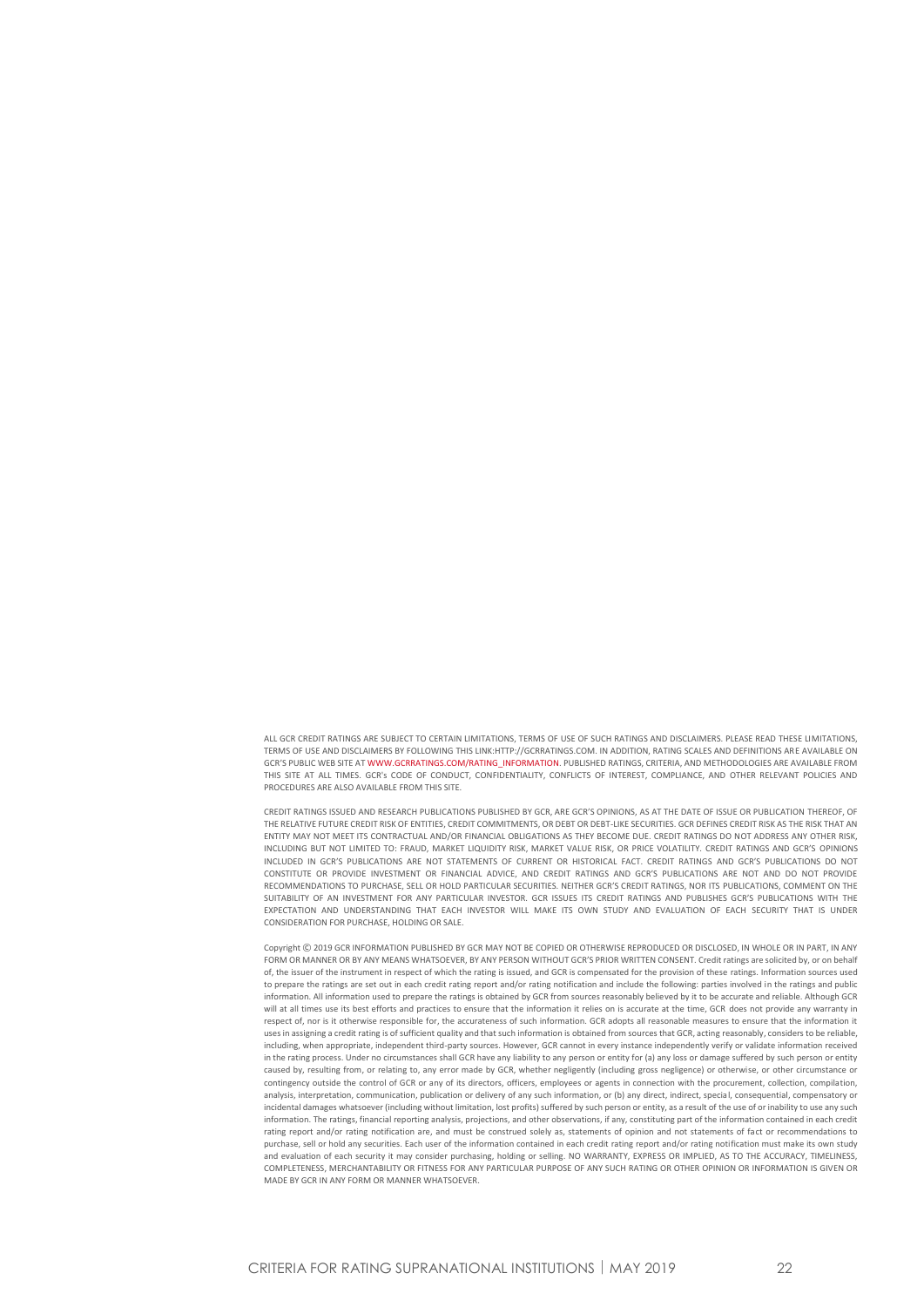ALL GCR CREDIT RATINGS ARE SUBJECT TO CERTAIN LIMITATIONS, TERMS OF USE OF SUCH RATINGS AND DISCLAIMERS. PLEASE READ THESE LIMITATIONS, TERMS OF USE AND DISCLAIMERS BY FOLLOWING THIS LINK:HTTP://GCRRATINGS.COM. IN ADDITION, RATING SCALES AND DEFINITIONS ARE AVAILABLE ON GCR'S PUBLIC WEB SITE AT WWW.GCRRATINGS.COM/RATING_INFORMATION. PUBLISHED RATINGS, CRITERIA, AND METHODOLOGIES ARE AVAILABLE FROM THIS SITE AT ALL TIMES. GCR's CODE OF CONDUCT, CONFIDENTIALITY, CONFLICTS OF INTEREST, COMPLIANCE, AND OTHER RELEVANT POLICIES AND PROCEDURES ARE ALSO AVAILABLE FROM THIS SITE.

CREDIT RATINGS ISSUED AND RESEARCH PUBLICATIONS PUBLISHED BY GCR, ARE GCR'S OPINIONS, AS AT THE DATE OF ISSUE OR PUBLICATION THEREOF, OF THE RELATIVE FUTURE CREDIT RISK OF ENTITIES, CREDIT COMMITMENTS, OR DEBT OR DEBT-LIKE SECURITIES. GCR DEFINES CREDIT RISK AS THE RISK THAT AN ENTITY MAY NOT MEET ITS CONTRACTUAL AND/OR FINANCIAL OBLIGATIONS AS THEY BECOME DUE. CREDIT RATINGS DO NOT ADDRESS ANY OTHER RISK, INCLUDING BUT NOT LIMITED TO: FRAUD, MARKET LIQUIDITY RISK, MARKET VALUE RISK, OR PRICE VOLATILITY. CREDIT RATINGS AND GCR'S OPINIONS INCLUDED IN GCR'S PUBLICATIONS ARE NOT STATEMENTS OF CURRENT OR HISTORICAL FACT. CREDIT RATINGS AND GCR'S PUBLICATIONS DO NOT CONSTITUTE OR PROVIDE INVESTMENT OR FINANCIAL ADVICE, AND CREDIT RATINGS AND GCR'S PUBLICATIONS ARE NOT AND DO NOT PROVIDE RECOMMENDATIONS TO PURCHASE, SELL OR HOLD PARTICULAR SECURITIES. NEITHER GCR'S CREDIT RATINGS, NOR ITS PUBLICATIONS, COMMENT ON THE SUITABILITY OF AN INVESTMENT FOR ANY PARTICULAR INVESTOR. GCR ISSUES ITS CREDIT RATINGS AND PUBLISHES GCR'S PUBLICATIONS WITH THE EXPECTATION AND UNDERSTANDING THAT EACH INVESTOR WILL MAKE ITS OWN STUDY AND EVALUATION OF EACH SECURITY THAT IS UNDER CONSIDERATION FOR PURCHASE, HOLDING OR SALE.

Copyright © 2019 GCR INFORMATION PUBLISHED BY GCR MAY NOT BE COPIED OR OTHERWISE REPRODUCED OR DISCLOSED, IN WHOLE OR IN PART, IN ANY FORM OR MANNER OR BY ANY MEANS WHATSOEVER, BY ANY PERSON WITHOUT GCR'S PRIOR WRITTEN CONSENT. Credit ratings are solicited by, or on behalf of, the issuer of the instrument in respect of which the rating is issued, and GCR is compensated for the provision of these ratings. Information sources used to prepare the ratings are set out in each credit rating report and/or rating notification and include the following: parties involved in the ratings and public information. All information used to prepare the ratings is obtained by GCR from sources reasonably believed by it to be accurate and reliable. Although GCR will at all times use its best efforts and practices to ensure that the information it relies on is accurate at the time, GCR does not provide any warranty in respect of, nor is it otherwise responsible for, the accurateness of such information. GCR adopts all reasonable measures to ensure that the information it uses in assigning a credit rating is of sufficient quality and that such information is obtained from sources that GCR, acting reasonably, considers to be reliable, including, when appropriate, independent third-party sources. However, GCR cannot in every instance independently verify or validate information received in the rating process. Under no circumstances shall GCR have any liability to any person or entity for (a) any loss or damage suffered by such person or entity caused by, resulting from, or relating to, any error made by GCR, whether negligently (including gross negligence) or otherwise, or other circumstance or contingency outside the control of GCR or any of its directors, officers, employees or agents in connection with the procurement, collection, compilation, analysis, interpretation, communication, publication or delivery of any such information, or (b) any direct, indirect, special, consequential, compensatory or incidental damages whatsoever (including without limitation, lost profits) suffered by such person or entity, as a result of the use of or inability to use any such information. The ratings, financial reporting analysis, projections, and other observations, if any, constituting part of the information contained in each credit rating report and/or rating notification are, and must be construed solely as, statements of opinion and not statements of fact or recommendations to purchase, sell or hold any securities. Each user of the information contained in each credit rating report and/or rating notification must make its own study and evaluation of each security it may consider purchasing, holding or selling. NO WARRANTY, EXPRESS OR IMPLIED, AS TO THE ACCURACY, TIMELINESS, COMPLETENESS, MERCHANTABILITY OR FITNESS FOR ANY PARTICULAR PURPOSE OF ANY SUCH RATING OR OTHER OPINION OR INFORMATION IS GIVEN OR MADE BY GCR IN ANY FORM OR MANNER WHATSOEVER.